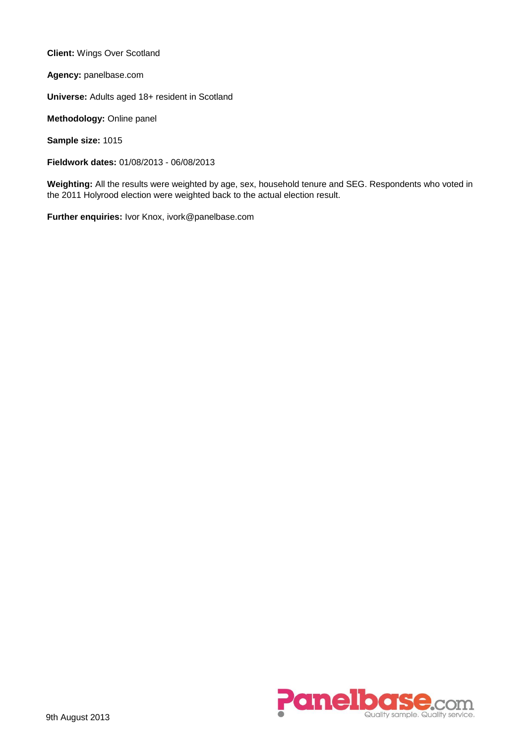**Client:** Wings Over Scotland

**Agency:** panelbase.com

**Universe:** Adults aged 18+ resident in Scotland

**Methodology:** Online panel

**Sample size:** 1015

**Fieldwork dates:** 01/08/2013 - 06/08/2013

**Weighting:** All the results were weighted by age, sex, household tenure and SEG. Respondents who voted in the 2011 Holyrood election were weighted back to the actual election result.

**Further enquiries:** Ivor Knox, ivork@panelbase.com

9th August 2013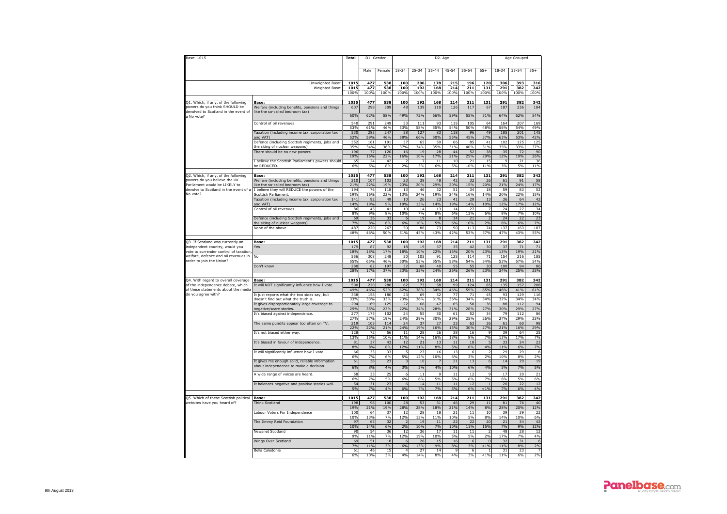| Base: 1015 | | Total | D1. Gender | | D2. Age | | | | | | Age Grouped | | |
|---|---|---|---|---|---|---|---|---|---|---|---|---|---|
| | | | Male | Female | 18-24 | 25-34 | 35-44 | 45-54 | 55-64 | 65+ | 18-34 | 35-54 | 55+ |
| | Unweighted Base: | 1015 | 477 | 538 | 100 | 206 | 178 | 215 | 196 | 120 | 306 | 393 | 316 |
| | Weighted Base: | 1015 | 477 | 538 | 100 | 192 | 168 | 214 | 211 | 131 | 291 | 382 | 342 |
| | | 100% | 100% | 100% | 100% | 100% | 100% | 100% | 100% | 100% | 100% | 100% | 100% |
| Q1. Which, if any, of the following powers do you think SHOULD be devolved to Scotland in the event of a No vote? | Base: | 1015 | 477 | 538 | 100 | 192 | 168 | 214 | 211 | 131 | 291 | 382 | 342 |
| | Welfare (including benefits, pensions and things like the so-called bedroom tax) | 607 | 298 | 309 | 48 | 139 | 110 | 126 | 117 | 67 | 187 | 236 | 184 |
| | | 60% | 62% | 58% | 49% | 72% | 66% | 59% | 55% | 51% | 64% | 62% | 54% |
| | Control of oil revenues | 540 | 291 | 249 | 53 | 111 | 93 | 115 | 105 | 64 | 164 | 207 | 169 |
| | | 53% | 61% | 46% | 53% | 58% | 55% | 54% | 50% | 48% | 56% | 54% | 49% |
| | Taxation (including income tax, corporation tax and VAT) | 530 | 283 | 247 | 58 | 127 | 83 | 118 | 96 | 49 | 185 | 201 | 145 |
| | | 52% | 59% | 46% | 58% | 66% | 50% | 55% | 45% | 37% | 63% | 53% | 42% |
| | Defence (including Scottish regiments, jobs and the siting of nuclear weapons) | 352 | 161 | 191 | 37 | 65 | 59 | 66 | 85 | 41 | 102 | 125 | 125 |
| | | 35% | 34% | 36% | 37% | 34% | 35% | 31% | 40% | 31% | 35% | 33% | 37% |
| | There should be no new powers | 196 | 77 | 120 | 16 | 19 | 28 | 44 | 52 | 38 | 35 | 72 | 90 |
| | | 19% | 16% | 22% | 16% | 10% | 17% | 21% | 25% | 29% | 12% | 19% | 26% |
| | I believe the Scottish Parliament's powers should be REDUCED. | 65 | 24 | 42 | 2 | 7 | 11 | 10 | 21 | 15 | 9 | 21 | 36 |
| | | 6% | 5% | 8% | 2% | 3% | 6% | 5% | 10% | 11% | 3% | 5% | 11% |
| Q2. Which, if any, of the following powers do you believe the UK Parliament would be LIKELY to devolve to Scotland in the event of a No vote? | Base: | 1015 | 477 | 538 | 100 | 192 | 168 | 214 | 211 | 131 | 291 | 382 | 342 |
| | Welfare (including benefits, pensions and things like the so-called bedroom tax) | 210 | 107 | 103 | 23 | 38 | 48 | 42 | 32 | 26 | 61 | 91 | 58 |
| | | 21% | 22% | 19% | 23% | 20% | 29% | 20% | 15% | 20% | 21% | 24% | 17% |
| | I believe they will REDUCE the powers of the Scottish Parliament. | 194 | 76 | 118 | 13 | 46 | 32 | 51 | 34 | 18 | 59 | 83 | 52 |
| | | 19% | 16% | 22% | 13% | 24% | 19% | 24% | 16% | 14% | 20% | 22% | 15% |
| | Taxation (including income tax, corporation tax and VAT) | 141 | 92 | 49 | 10 | 26 | 23 | 41 | 29 | 13 | 36 | 64 | 42 |
| | | 14% | 19% | 9% | 10% | 13% | 14% | 19% | 14% | 10% | 12% | 17% | 12% |
| | Control of oil revenues | 86 | 45 | 41 | 10 | 14 | 13 | 14 | 27 | 7 | 24 | 27 | 34 |
| | | 8% | 9% | 8% | 10% | 7% | 8% | 6% | 13% | 6% | 8% | 7% | 10% |
| | Defence (including Scottish regiments, jobs and the siting of nuclear weapons) | 69 | 36 | 33 | 6 | 19 | 8 | 14 | 21 | 2 | 24 | 22 | 23 |
| | | 7% | 8% | 6% | 6% | 10% | 5% | 6% | 10% | 2% | 8% | 6% | 7% |
| | None of the above | 487 | 220 | 267 | 50 | 86 | 73 | 90 | 113 | 74 | 137 | 163 | 187 |
| | | 48% | 46% | 50% | 51% | 45% | 43% | 42% | 53% | 57% | 47% | 43% | 55% |
| Q3. If Scotland was currently an independent country, would you vote to surrender control of taxation, welfare, defence and oil revenues in order to join the Union? | Base: | 1015 | 477 | 538 | 100 | 192 | 168 | 214 | 211 | 131 | 291 | 382 | 342 |
| | Yes | 179 | 87 | 92 | 18 | 19 | 37 | 35 | 42 | 30 | 37 | 71 | 71 |
| | | 18% | 18% | 17% | 18% | 10% | 22% | 16% | 20% | 23% | 13% | 19% | 21% |
| | No | 556 | 308 | 248 | 50 | 105 | 91 | 125 | 114 | 71 | 154 | 216 | 185 |
| | | 55% | 65% | 46% | 50% | 55% | 55% | 58% | 54% | 54% | 53% | 57% | 54% |
| | Don't know | 280 | 82 | 197 | 32 | 68 | 40 | 55 | 55 | 30 | 100 | 94 | 86 |
| | | 28% | 17% | 37% | 33% | 35% | 24% | 26% | 26% | 23% | 34% | 25% | 25% |
| Q4. With regard to overall coverage of the independence debate, which of these statements about the media do you agree with? | Base: | 1015 | 477 | 538 | 100 | 192 | 168 | 214 | 211 | 131 | 291 | 382 | 342 |
| | It will NOT significantly influence how I vote. | 500 | 220 | 280 | 62 | 73 | 58 | 99 | 124 | 85 | 135 | 157 | 208 |
| | | 49% | 46% | 52% | 62% | 38% | 34% | 46% | 59% | 65% | 46% | 41% | 61% |
| | It just reports what the two sides say, but doesn't find out what the truth is. | 338 | 158 | 180 | 23 | 69 | 52 | 77 | 71 | 45 | 93 | 129 | 116 |
| | | 33% | 33% | 33% | 23% | 36% | 31% | 36% | 34% | 34% | 32% | 34% | 34% |
| | It gives disproportionately large coverage to negative/scare stories. | 294 | 169 | 125 | 22 | 66 | 47 | 65 | 58 | 36 | 88 | 112 | 94 |
| | | 29% | 35% | 23% | 22% | 34% | 28% | 31% | 28% | 27% | 30% | 29% | 27% |
| | It's biased against independence. | 277 | 175 | 102 | 24 | 55 | 50 | 61 | 52 | 34 | 79 | 112 | 86 |
| | | 27% | 37% | 19% | 24% | 29% | 30% | 29% | 25% | 26% | 27% | 29% | 25% |
| | The same pundits appear too often on TV. | 219 | 105 | 114 | 24 | 37 | 27 | 33 | 63 | 36 | 61 | 60 | 98 |
| | | 22% | 22% | 21% | 24% | 19% | 16% | 15% | 30% | 27% | 21% | 16% | 29% |
| | It's not biased either way. | 128 | 72 | 56 | 11 | 28 | 26 | 38 | 16 | 9 | 39 | 64 | 25 |
| | | 13% | 15% | 10% | 11% | 14% | 16% | 18% | 8% | 7% | 13% | 17% | 7% |
| | It's biased in favour of independence. | 81 | 37 | 43 | 12 | 21 | 13 | 11 | 18 | 5 | 33 | 24 | 23 |
| | | 8% | 8% | 8% | 12% | 11% | 8% | 5% | 8% | 4% | 11% | 6% | 7% |
| | It will significantly influence how I vote. | 66 | 33 | 33 | 5 | 23 | 16 | 13 | 6 | 2 | 29 | 29 | 8 |
| | | 6% | 7% | 6% | 5% | 12% | 10% | 6% | 3% | 2% | 10% | 8% | 2% |
| | It gives me enough solid, reliable information about independence to make a decision. | 61 | 38 | 23 | 3 | 10 | 7 | 21 | 13 | 6 | 14 | 29 | 19 |
| | | 6% | 8% | 4% | 3% | 5% | 4% | 10% | 6% | 4% | 5% | 7% | 5% |
| | A wide range of voices are heard. | 58 | 33 | 25 | 6 | 11 | 9 | 11 | 12 | 9 | 17 | 20 | 21 |
| | | 6% | 7% | 5% | 6% | 6% | 5% | 5% | 6% | 7% | 6% | 5% | 6% |
| | It balances negative and positive stories well. | 54 | 31 | 23 | 6 | 14 | 11 | 11 | 12 | 1 | 20 | 22 | 12 |
| | | 5% | 7% | 4% | 6% | 7% | 7% | 5% | 6% | <1% | 7% | 6% | 4% |
| Q5. Which of these Scottish political websites have you heard of? | Base: | 1015 | 477 | 538 | 100 | 192 | 168 | 214 | 211 | 131 | 291 | 382 | 342 |
| | Think Scotland | 198 | 98 | 100 | 28 | 53 | 31 | 46 | 29 | 11 | 81 | 76 | 40 |
| | | 19% | 21% | 19% | 28% | 28% | 18% | 21% | 14% | 8% | 28% | 20% | 12% |
| | Labour Voters For Independence | 100 | 64 | 37 | 12 | 28 | 18 | 21 | 11 | 10 | 39 | 39 | 22 |
| | | 10% | 13% | 7% | 12% | 15% | 11% | 10% | 5% | 8% | 14% | 10% | 6% |
| | The Jimmy Reid Foundation | 97 | 65 | 32 | 2 | 19 | 11 | 22 | 22 | 20 | 21 | 34 | 42 |
| | | 10% | 14% | 6% | 2% | 10% | 7% | 10% | 11% | 15% | 7% | 9% | 12% |
| | Newsnet Scotland | 90 | 54 | 36 | 12 | 36 | 17 | 11 | 11 | 2 | 48 | 28 | 13 |
| | | 9% | 11% | 7% | 12% | 19% | 10% | 5% | 5% | 2% | 17% | 7% | 4% |
| | Wings Over Scotland | 69 | 51 | 18 | 6 | 26 | 15 | 16 | 6 | 0 | 32 | 31 | 6 |
| | | 7% | 11% | 3% | 6% | 13% | 9% | 8% | 3% | <1% | 11% | 8% | 2% |
| | Bella Caledonia | 61 | 46 | 15 | 4 | 27 | 14 | 9 | 6 | 1 | 31 | 23 | 7 |
| | | 6% | 10% | 3% | 4% | 14% | 8% | 4% | 3% | <1% | 11% | 6% | 2% |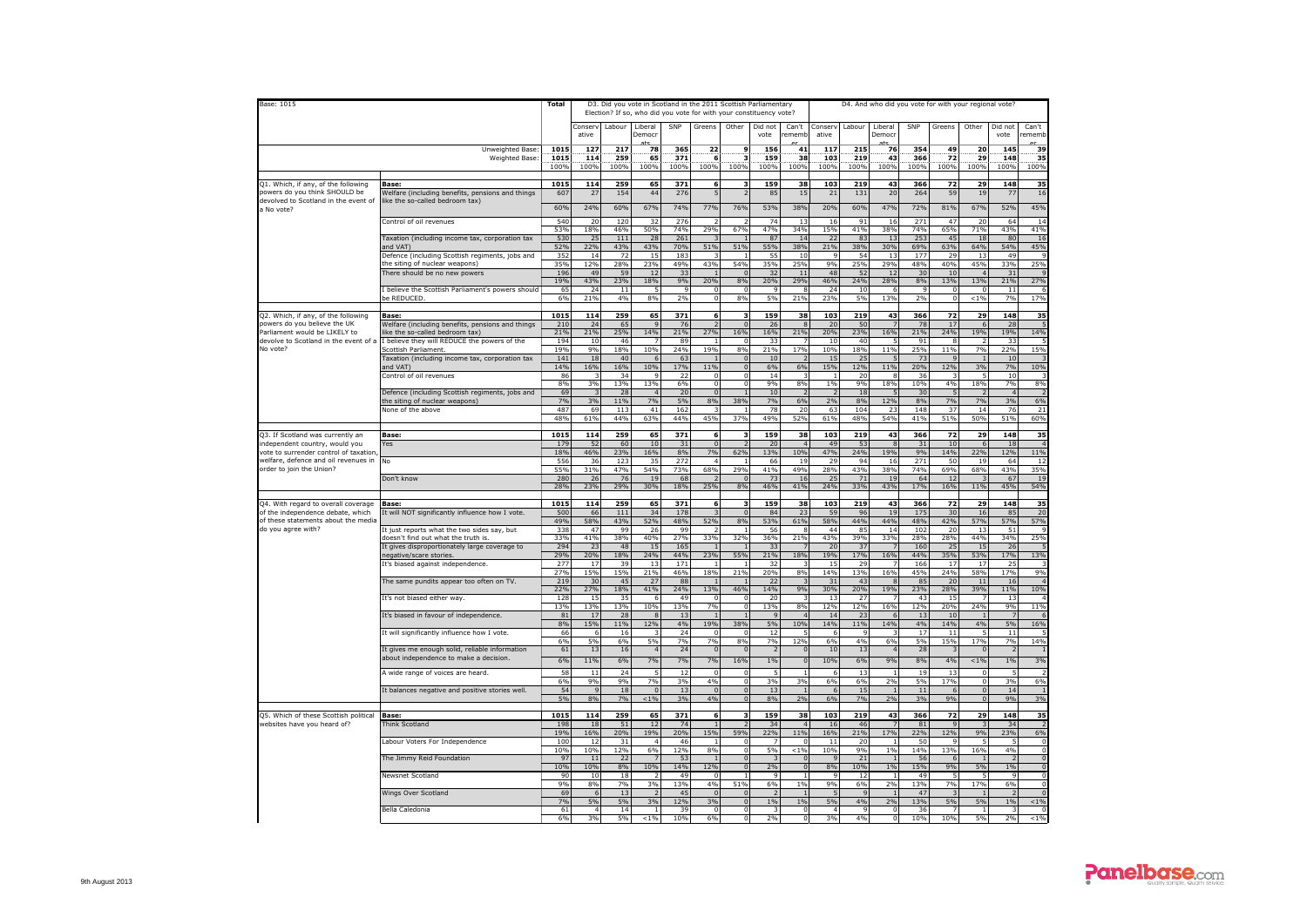| Base: 1015 | | Total | D3. Did you vote in Scotland in the 2011 Scottish Parliamentary Election? If so, who did you vote for with your constituency vote? | | | | | | | | D4. And who did you vote for with your regional vote? | | | | | | | |
|---|---|---|---|---|---|---|---|---|---|---|---|---|---|---|---|---|---|---|
| | | | Conservative | Labour | Liberal Democrats | SNP | Greens | Other | Did not vote | Can't remember | Conservative | Labour | Liberal Democrats | SNP | Greens | Other | Did not vote | Can't remember |
| | Unweighted Base: | 1015 | 127 | 217 | 78 | 365 | 22 | 9 | 156 | 41 | 117 | 215 | 76 | 354 | 49 | 20 | 145 | 39 |
| | Weighted Base: | 1015 | 114 | 259 | 65 | 371 | 6 | 3 | 159 | 38 | 103 | 219 | 43 | 366 | 72 | 29 | 148 | 35 |
| | | 100% | 100% | 100% | 100% | 100% | 100% | 100% | 100% | 100% | 100% | 100% | 100% | 100% | 100% | 100% | 100% | 100% |
| Q1. Which, if any, of the following powers do you think SHOULD be devolved to Scotland in the event of a No vote? | Base: | 1015 | 114 | 259 | 65 | 371 | 6 | 3 | 159 | 38 | 103 | 219 | 43 | 366 | 72 | 29 | 148 | 35 |
| | Welfare (including benefits, pensions and things like the so-called bedroom tax) | 607 | 27 | 154 | 44 | 276 | 5 | 2 | 85 | 15 | 21 | 131 | 20 | 264 | 59 | 19 | 77 | 16 |
| | | 60% | 24% | 60% | 67% | 74% | 77% | 76% | 53% | 38% | 20% | 60% | 47% | 72% | 81% | 67% | 52% | 45% |
| | Control of oil revenues | 540 | 20 | 120 | 32 | 276 | 2 | 2 | 74 | 13 | 16 | 91 | 16 | 271 | 47 | 20 | 64 | 14 |
| | | 53% | 18% | 46% | 50% | 74% | 29% | 67% | 47% | 34% | 15% | 41% | 38% | 74% | 65% | 71% | 43% | 41% |
| | Taxation (including income tax, corporation tax and VAT) | 530 | 25 | 111 | 28 | 261 | 3 | 1 | 87 | 14 | 22 | 83 | 13 | 253 | 45 | 18 | 80 | 16 |
| | | 52% | 22% | 43% | 43% | 70% | 51% | 51% | 55% | 38% | 21% | 38% | 30% | 69% | 63% | 64% | 54% | 45% |
| | Defence (including Scottish regiments, jobs and the siting of nuclear weapons) | 352 | 14 | 72 | 15 | 183 | 3 | 1 | 55 | 10 | 9 | 54 | 13 | 177 | 29 | 13 | 49 | 9 |
| | | 35% | 12% | 28% | 23% | 49% | 43% | 54% | 35% | 25% | 9% | 25% | 29% | 48% | 40% | 45% | 33% | 25% |
| | There should be no new powers | 196 | 49 | 59 | 12 | 33 | 1 | 0 | 32 | 11 | 48 | 52 | 12 | 30 | 10 | 4 | 31 | 9 |
| | | 19% | 43% | 23% | 18% | 9% | 20% | 8% | 20% | 29% | 46% | 24% | 28% | 8% | 13% | 13% | 21% | 27% |
| | I believe the Scottish Parliament's powers should be REDUCED. | 65 | 24 | 11 | 5 | 9 | 0 | 0 | 9 | 8 | 24 | 10 | 6 | 9 | 0 | 0 | 11 | 6 |
| | | 6% | 21% | 4% | 8% | 2% | 0 | 8% | 5% | 21% | 23% | 5% | 13% | 2% | 0 | <1% | 7% | 17% |
| Q2. Which, if any, of the following powers do you believe the UK Parliament would be LIKELY to devolve to Scotland in the event of a No vote? | Base: | 1015 | 114 | 259 | 65 | 371 | 6 | 3 | 159 | 38 | 103 | 219 | 43 | 366 | 72 | 29 | 148 | 35 |
| | Welfare (including benefits, pensions and things like the so-called bedroom tax) | 210 | 24 | 65 | 9 | 76 | 2 | 0 | 26 | 8 | 20 | 50 | 7 | 78 | 17 | 6 | 28 | 5 |
| | | 21% | 21% | 25% | 14% | 21% | 27% | 16% | 16% | 21% | 20% | 23% | 16% | 21% | 24% | 19% | 19% | 14% |
| | I believe they will REDUCE the powers of the Scottish Parliament. | 194 | 10 | 46 | 7 | 89 | 1 | 0 | 33 | 7 | 10 | 40 | 5 | 91 | 8 | 2 | 33 | 5 |
| | | 19% | 9% | 18% | 10% | 24% | 19% | 8% | 21% | 17% | 10% | 18% | 11% | 25% | 11% | 7% | 22% | 15% |
| | Taxation (including income tax, corporation tax and VAT) | 141 | 18 | 40 | 6 | 63 | 1 | 0 | 10 | 2 | 15 | 25 | 5 | 73 | 9 | 1 | 10 | 3 |
| | | 14% | 16% | 16% | 10% | 17% | 11% | 0 | 6% | 6% | 15% | 12% | 11% | 20% | 12% | 3% | 7% | 10% |
| | Control of oil revenues | 86 | 3 | 34 | 9 | 22 | 0 | 0 | 14 | 3 | 1 | 20 | 8 | 36 | 3 | 5 | 10 | 3 |
| | | 8% | 3% | 13% | 13% | 6% | 0 | 0 | 9% | 8% | 1% | 9% | 18% | 10% | 4% | 18% | 7% | 8% |
| | Defence (including Scottish regiments, jobs and the siting of nuclear weapons) | 69 | 3 | 28 | 4 | 20 | 0 | 1 | 10 | 2 | 2 | 18 | 5 | 30 | 5 | 2 | 4 | 2 |
| | | 7% | 3% | 11% | 7% | 5% | 8% | 38% | 7% | 6% | 2% | 8% | 12% | 8% | 7% | 7% | 3% | 6% |
| | None of the above | 487 | 69 | 113 | 41 | 162 | 3 | 1 | 78 | 20 | 63 | 104 | 23 | 148 | 37 | 14 | 76 | 21 |
| | | 48% | 61% | 44% | 63% | 44% | 45% | 37% | 49% | 52% | 61% | 48% | 54% | 41% | 51% | 50% | 51% | 60% |
| Q3. If Scotland was currently an independent country, would you vote to surrender control of taxation, welfare, defence and oil revenues in order to join the Union? | Base: | 1015 | 114 | 259 | 65 | 371 | 6 | 3 | 159 | 38 | 103 | 219 | 43 | 366 | 72 | 29 | 148 | 35 |
| | Yes | 179 | 52 | 60 | 10 | 31 | 0 | 2 | 20 | 4 | 49 | 53 | 8 | 31 | 10 | 6 | 18 | 4 |
| | | 18% | 46% | 23% | 16% | 8% | 7% | 62% | 13% | 10% | 47% | 24% | 19% | 9% | 14% | 22% | 12% | 11% |
| | No | 556 | 36 | 123 | 35 | 272 | 4 | 1 | 66 | 19 | 29 | 94 | 16 | 271 | 50 | 19 | 64 | 12 |
| | | 55% | 31% | 47% | 54% | 73% | 68% | 29% | 41% | 49% | 28% | 43% | 38% | 74% | 69% | 68% | 43% | 35% |
| | Don't know | 280 | 26 | 76 | 19 | 68 | 2 | 0 | 73 | 16 | 25 | 71 | 19 | 64 | 12 | 3 | 67 | 19 |
| | | 28% | 23% | 29% | 30% | 18% | 25% | 8% | 46% | 41% | 24% | 33% | 43% | 17% | 16% | 11% | 45% | 54% |
| Q4. With regard to overall coverage of the independence debate, which of these statements about the media do you agree with? | Base: | 1015 | 114 | 259 | 65 | 371 | 6 | 3 | 159 | 38 | 103 | 219 | 43 | 366 | 72 | 29 | 148 | 35 |
| | It will NOT significantly influence how I vote. | 500 | 66 | 111 | 34 | 178 | 3 | 0 | 84 | 23 | 59 | 96 | 19 | 175 | 30 | 16 | 85 | 20 |
| | | 49% | 58% | 43% | 52% | 48% | 52% | 8% | 53% | 61% | 58% | 44% | 44% | 48% | 42% | 57% | 57% | 57% |
| | It just reports what the two sides say, but doesn't find out what the truth is. | 338 | 47 | 99 | 26 | 99 | 2 | 1 | 56 | 8 | 44 | 85 | 14 | 102 | 20 | 13 | 51 | 9 |
| | | 33% | 41% | 38% | 40% | 27% | 33% | 32% | 36% | 21% | 43% | 39% | 33% | 28% | 28% | 44% | 34% | 25% |
| | It gives disproportionately large coverage to negative/scare stories. | 294 | 23 | 48 | 15 | 165 | 1 | 1 | 33 | 7 | 20 | 37 | 7 | 160 | 25 | 15 | 26 | 5 |
| | | 29% | 20% | 18% | 24% | 44% | 23% | 55% | 21% | 18% | 19% | 17% | 16% | 44% | 35% | 53% | 17% | 13% |
| | It's biased against independence. | 277 | 17 | 39 | 13 | 171 | 1 | 1 | 32 | 3 | 15 | 29 | 7 | 166 | 17 | 17 | 25 | 3 |
| | | 27% | 15% | 15% | 21% | 46% | 18% | 21% | 20% | 8% | 14% | 13% | 16% | 45% | 24% | 58% | 17% | 9% |
| | The same pundits appear too often on TV. | 219 | 30 | 45 | 27 | 88 | 1 | 1 | 22 | 3 | 31 | 43 | 8 | 85 | 20 | 11 | 16 | 4 |
| | | 22% | 27% | 18% | 41% | 24% | 13% | 46% | 14% | 9% | 30% | 20% | 19% | 23% | 28% | 39% | 11% | 10% |
| | It's not biased either way. | 128 | 15 | 35 | 6 | 49 | 0 | 0 | 20 | 3 | 13 | 27 | 7 | 43 | 15 | 7 | 13 | 4 |
| | | 13% | 13% | 13% | 10% | 13% | 7% | 0 | 13% | 8% | 12% | 12% | 16% | 12% | 20% | 24% | 9% | 11% |
| | It's biased in favour of independence. | 81 | 17 | 28 | 8 | 13 | 1 | 1 | 9 | 4 | 14 | 23 | 6 | 13 | 10 | 1 | 7 | 6 |
| | | 8% | 15% | 11% | 12% | 4% | 19% | 38% | 5% | 10% | 14% | 11% | 14% | 4% | 14% | 4% | 5% | 16% |
| | It will significantly influence how I vote. | 66 | 6 | 16 | 3 | 24 | 0 | 0 | 12 | 5 | 6 | 9 | 3 | 17 | 11 | 5 | 11 | 5 |
| | | 6% | 5% | 6% | 5% | 7% | 7% | 8% | 7% | 12% | 6% | 4% | 6% | 5% | 15% | 17% | 7% | 14% |
| | It gives me enough solid, reliable information about independence to make a decision. | 61 | 13 | 16 | 4 | 24 | 0 | 0 | 2 | 0 | 10 | 13 | 4 | 28 | 3 | 0 | 2 | 1 |
| | | 6% | 11% | 6% | 7% | 7% | 7% | 16% | 1% | 0 | 10% | 6% | 9% | 8% | 4% | <1% | 1% | 3% |
| | A wide range of voices are heard. | 58 | 11 | 24 | 5 | 12 | 0 | 0 | 5 | 1 | 6 | 13 | 1 | 19 | 13 | 0 | 5 | 2 |
| | | 6% | 9% | 9% | 7% | 3% | 4% | 0 | 3% | 3% | 6% | 6% | 2% | 5% | 17% | 0 | 3% | 6% |
| | It balances negative and positive stories well. | 54 | 9 | 18 | 0 | 13 | 0 | 0 | 13 | 1 | 6 | 15 | 1 | 11 | 6 | 0 | 14 | 1 |
| | | 5% | 8% | 7% | <1% | 3% | 4% | 0 | 8% | 2% | 6% | 7% | 2% | 3% | 9% | 0 | 9% | 3% |
| Q5. Which of these Scottish political websites have you heard of? | Base: | 1015 | 114 | 259 | 65 | 371 | 6 | 3 | 159 | 38 | 103 | 219 | 43 | 366 | 72 | 29 | 148 | 35 |
| | Think Scotland | 198 | 18 | 51 | 12 | 74 | 1 | 2 | 34 | 4 | 16 | 46 | 7 | 81 | 9 | 3 | 34 | 2 |
| | | 19% | 16% | 20% | 19% | 20% | 15% | 59% | 22% | 11% | 16% | 21% | 17% | 22% | 12% | 9% | 23% | 6% |
| | Labour Voters For Independence | 100 | 12 | 31 | 4 | 46 | 1 | 0 | 7 | 0 | 11 | 20 | 1 | 50 | 9 | 5 | 5 | 0 |
| | | 10% | 10% | 12% | 6% | 12% | 8% | 0 | 5% | <1% | 10% | 9% | 1% | 14% | 13% | 16% | 4% | 0 |
| | The Jimmy Reid Foundation | 97 | 11 | 22 | 7 | 53 | 1 | 0 | 3 | 0 | 9 | 21 | 1 | 56 | 6 | 1 | 2 | 0 |
| | | 10% | 10% | 8% | 10% | 14% | 12% | 0 | 2% | 0 | 8% | 10% | 1% | 15% | 9% | 5% | 1% | 0 |
| | Newsnet Scotland | 90 | 10 | 18 | 2 | 49 | 0 | 1 | 9 | 1 | 9 | 12 | 1 | 49 | 5 | 5 | 9 | 0 |
| | | 9% | 8% | 7% | 3% | 13% | 4% | 51% | 6% | 1% | 9% | 6% | 2% | 13% | 7% | 17% | 6% | 0 |
| | Wings Over Scotland | 69 | 6 | 13 | 2 | 45 | 0 | 0 | 2 | 1 | 5 | 9 | 1 | 47 | 3 | 1 | 2 | 0 |
| | | 7% | 5% | 5% | 3% | 12% | 3% | 0 | 1% | 1% | 5% | 4% | 2% | 13% | 5% | 5% | 1% | <1% |
| | Bella Caledonia | 61 | 4 | 14 | 1 | 39 | 0 | 0 | 3 | 0 | 4 | 9 | 0 | 36 | 7 | 1 | 3 | 0 |
| | | 6% | 3% | 5% | <1% | 10% | 6% | 0 | 2% | 0 | 3% | 4% | 0 | 10% | 10% | 5% | 2% | <1% |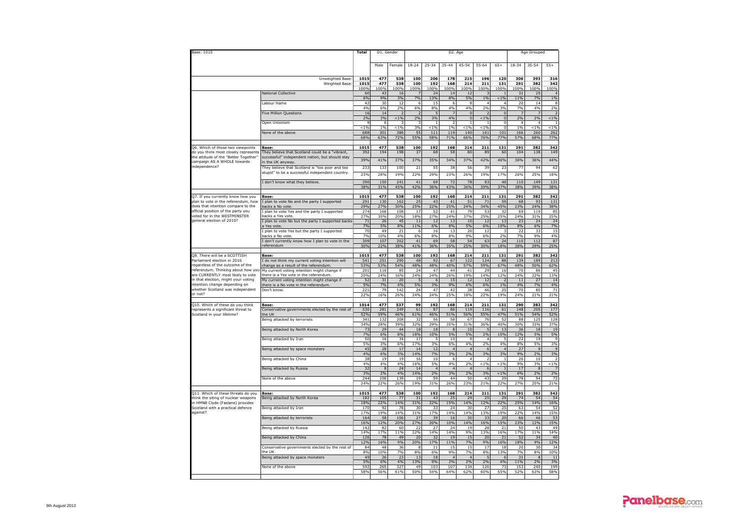| Base: 1015 | | Total | D1. Gender | | D2. Age | | | | | | Age Grouped | | |
|---|---|---|---|---|---|---|---|---|---|---|---|---|---|
| | | | Male | Female | 18-24 | 25-34 | 35-44 | 45-54 | 55-64 | 65+ | 18-34 | 35-54 | 55+ |
| | Unweighted Base: | 1015 | 477 | 538 | 100 | 206 | 178 | 215 | 196 | 120 | 306 | 393 | 316 |
| | Weighted Base: | 1015 | 477 | 538 | 100 | 192 | 168 | 214 | 211 | 131 | 291 | 382 | 342 |
| | | 100% | 100% | 100% | 100% | 100% | 100% | 100% | 100% | 100% | 100% | 100% | 100% |
| | National Collective | 60 | 43 | 16 | 7 | 24 | 14 | 12 | 3 | 1 | 31 | 25 | 4 |
| | | 6% | 9% | 3% | 7% | 13% | 8% | 5% | 1% | <1% | 11% | 7% | 1% |
| | Labour Hame | 42 | 30 | 12 | 6 | 15 | 6 | 8 | 4 | 4 | 20 | 14 | 8 |
| | | 4% | 6% | 2% | 6% | 8% | 4% | 4% | 2% | 3% | 7% | 4% | 2% |
| | Five Million Questions | 16 | 14 | 2 | 2 | 5 | 7 | 0 | 2 | 0 | 7 | 7 | 2 |
| | | 2% | 3% | <1% | 2% | 3% | 4% | 0 | <1% | 0 | 2% | 2% | <1% |
| | Open Unionism | 9 | 6 | 3 | 3 | 1 | 2 | 1 | 1 | 0 | 4 | 4 | 1 |
| | | <1% | 1% | <1% | 3% | <1% | 1% | <1% | <1% | 0 | 1% | <1% | <1% |
| | None of the above | 688 | 301 | 386 | 55 | 111 | 119 | 140 | 161 | 101 | 166 | 260 | 262 |
| | | 68% | 63% | 72% | 55% | 58% | 71% | 66% | 76% | 77% | 57% | 68% | 77% |
| Q6. Which of those two viewpoints do you think most closely represents the attitude of the "Better Together" campaign AS A WHOLE towards independence? | Base: | 1015 | 477 | 538 | 100 | 192 | 168 | 214 | 211 | 131 | 291 | 382 | 342 |
| | They believe that Scotland could be a "vibrant, successful" independent nation, but should stay in the UK anyway. | 392 | 194 | 198 | 37 | 68 | 58 | 80 | 89 | 60 | 104 | 138 | 149 |
| | | 39% | 41% | 37% | 37% | 35% | 34% | 37% | 42% | 46% | 36% | 36% | 44% |
| | They believe that Scotland is "too poor and too stupid" to be a successful independent country. | 233 | 133 | 100 | 21 | 55 | 38 | 56 | 39 | 23 | 77 | 94 | 62 |
| | | 23% | 28% | 19% | 22% | 29% | 23% | 26% | 19% | 17% | 26% | 25% | 18% |
| | I don't know what they believe. | 390 | 150 | 241 | 41 | 69 | 72 | 78 | 83 | 48 | 110 | 149 | 131 |
| | | 38% | 31% | 45% | 42% | 36% | 43% | 36% | 39% | 37% | 38% | 39% | 38% |
| Q7. If you currently know how you plan to vote in the referendum, how does that intention compare to the official position of the party you voted for in the WESTMINSTER general election of 2010? | Base: | 1015 | 477 | 538 | 100 | 192 | 168 | 214 | 211 | 131 | 291 | 382 | 342 |
| | I plan to vote No and the party I supported backs a No vote. | 291 | 130 | 162 | 25 | 43 | 41 | 51 | 71 | 59 | 68 | 93 | 131 |
| | | 29% | 27% | 30% | 25% | 22% | 25% | 24% | 34% | 45% | 23% | 24% | 38% |
| | I plan to vote Yes and the party I supported backs a Yes vote. | 274 | 166 | 108 | 17 | 52 | 41 | 79 | 53 | 32 | 69 | 119 | 85 |
| | | 27% | 35% | 20% | 18% | 27% | 24% | 37% | 25% | 25% | 24% | 31% | 25% |
| | I plan to vote No but the party I supported backs a Yes vote. | 71 | 26 | 45 | 11 | 12 | 13 | 10 | 12 | 13 | 23 | 24 | 24 |
| | | 7% | 5% | 8% | 11% | 6% | 8% | 5% | 6% | 10% | 8% | 6% | 7% |
| | I plan to vote Yes but the party I supported backs a No vote. | 70 | 49 | 21 | 6 | 16 | 13 | 20 | 12 | 3 | 22 | 33 | 15 |
| | | 7% | 10% | 4% | 6% | 8% | 8% | 9% | 6% | 2% | 7% | 9% | 4% |
| | I don't currently know how I plan to vote in the referendum | 309 | 107 | 202 | 41 | 69 | 58 | 54 | 63 | 24 | 110 | 112 | 87 |
| | | 30% | 22% | 38% | 41% | 36% | 35% | 25% | 30% | 18% | 38% | 29% | 25% |
| Q8. There will be a SCOTTISH Parliament election in 2016 regardless of the outcome of the referendum. Thinking about how you are CURRENTLY most likely to vote in that election, might your voting intention change depending on whether Scotland was independent or not? | Base: | 1015 | 477 | 538 | 100 | 192 | 168 | 214 | 211 | 131 | 291 | 382 | 342 |
| | I do not think my current voting intention will change as a result of the referendum. | 541 | 251 | 290 | 48 | 92 | 67 | 122 | 124 | 88 | 139 | 189 | 213 |
| | | 53% | 53% | 54% | 48% | 48% | 40% | 57% | 59% | 67% | 48% | 50% | 62% |
| | My current voting intention might change if there is a Yes vote in the referendum. | 201 | 116 | 85 | 24 | 47 | 44 | 41 | 29 | 16 | 70 | 86 | 45 |
| | | 20% | 24% | 16% | 24% | 24% | 26% | 19% | 14% | 12% | 24% | 22% | 13% |
| | My current voting intention might change if there is a No vote in the referendum. | 52 | 31 | 20 | 5 | 6 | 15 | 12 | 12 | 2 | 11 | 27 | 14 |
| | | 5% | 7% | 4% | 5% | 3% | 9% | 6% | 6% | 1% | 4% | 7% | 4% |
| | Don't know. | 221 | 79 | 142 | 24 | 47 | 42 | 38 | 46 | 25 | 70 | 80 | 71 |
| | | 22% | 16% | 26% | 24% | 24% | 25% | 18% | 22% | 19% | 24% | 21% | 21% |
| Q10. Which of these do you think represents a significant threat to Scotland in your lifetime? | Base: | 1014 | 477 | 537 | 99 | 192 | 168 | 214 | 211 | 131 | 290 | 382 | 342 |
| | Conservative governments elected by the rest of the UK | 530 | 281 | 249 | 61 | 87 | 86 | 119 | 116 | 61 | 148 | 205 | 177 |
| | | 52% | 59% | 46% | 61% | 46% | 51% | 56% | 55% | 47% | 51% | 54% | 52% |
| | Being attacked by terrorists | 341 | 132 | 208 | 32 | 56 | 58 | 67 | 76 | 52 | 88 | 125 | 128 |
| | | 34% | 28% | 39% | 32% | 29% | 35% | 31% | 36% | 40% | 30% | 33% | 37% |
| | Being attacked by North Korea | 73 | 29 | 44 | 18 | 18 | 8 | 10 | 5 | 13 | 36 | 18 | 19 |
| | | 7% | 6% | 8% | 18% | 10% | 5% | 5% | 2% | 10% | 12% | 5% | 5% |
| | Being attacked by Iran | 50 | 16 | 34 | 17 | 5 | 10 | 9 | 4 | 5 | 22 | 19 | 9 |
| | | 5% | 3% | 6% | 17% | 3% | 6% | 4% | 2% | 4% | 8% | 5% | 3% |
| | Being attacked by space monsters | 45 | 28 | 17 | 14 | 12 | 4 | 4 | 6 | 4 | 27 | 9 | 9 |
| | | 4% | 6% | 3% | 14% | 7% | 3% | 2% | 3% | 3% | 9% | 2% | 3% |
| | Being attacked by China | 38 | 19 | 19 | 16 | 10 | 6 | 4 | 2 | 1 | 26 | 10 | 2 |
| | | 4% | 4% | 4% | 16% | 5% | 4% | 2% | <1% | <1% | 9% | 3% | <1% |
| | Being attacked by Russia | 32 | 8 | 24 | 14 | 4 | 4 | 4 | 6 | 1 | 17 | 8 | 7 |
| | | 3% | 2% | 4% | 14% | 2% | 3% | 2% | 3% | <1% | 6% | 2% | 2% |
| | None of the above | 244 | 106 | 139 | 19 | 59 | 44 | 50 | 43 | 29 | 78 | 94 | 72 |
| | | 24% | 22% | 26% | 19% | 31% | 26% | 23% | 21% | 22% | 27% | 25% | 21% |
| Q11. Which of these threats do you think the siting of nuclear weapons in HMNB Clyde (Faslane) provides Scotland with a practical defence against? | Base: | 1015 | 477 | 538 | 100 | 192 | 168 | 214 | 211 | 131 | 291 | 382 | 342 |
| | Being attacked by North Korea | 182 | 105 | 77 | 31 | 43 | 25 | 29 | 25 | 29 | 74 | 54 | 54 |
| | | 18% | 22% | 14% | 31% | 22% | 15% | 14% | 12% | 22% | 25% | 14% | 16% |
| | Being attacked by Iran | 170 | 92 | 78 | 30 | 33 | 24 | 30 | 27 | 25 | 63 | 54 | 52 |
| | | 17% | 19% | 14% | 31% | 17% | 14% | 14% | 13% | 19% | 22% | 14% | 15% |
| | Being attacked by terrorists | 164 | 58 | 106 | 27 | 39 | 16 | 30 | 33 | 20 | 66 | 46 | 53 |
| | | 16% | 12% | 20% | 27% | 20% | 10% | 14% | 16% | 15% | 23% | 12% | 15% |
| | Being attacked by Russia | 142 | 82 | 60 | 22 | 27 | 24 | 19 | 28 | 21 | 50 | 43 | 49 |
| | | 14% | 17% | 11% | 22% | 14% | 14% | 9% | 13% | 16% | 17% | 11% | 14% |
| | Being attacked by China | 126 | 78 | 49 | 20 | 32 | 19 | 15 | 20 | 21 | 52 | 34 | 40 |
| | | 12% | 16% | 9% | 20% | 17% | 11% | 7% | 9% | 16% | 18% | 9% | 12% |
| | Conservative governments elected by the rest of the UK | 84 | 48 | 36 | 8 | 11 | 15 | 15 | 17 | 18 | 20 | 30 | 34 |
| | | 8% | 10% | 7% | 8% | 6% | 9% | 7% | 8% | 13% | 7% | 8% | 10% |
| | Being attacked by space monsters | 49 | 26 | 23 | 13 | 18 | 4 | 4 | 5 | 6 | 31 | 8 | 11 |
| | | 5% | 6% | 4% | 13% | 9% | 2% | 2% | 2% | 4% | 11% | 2% | 3% |
| | None of the above | 592 | 265 | 327 | 49 | 103 | 107 | 134 | 126 | 73 | 153 | 240 | 199 |
| | | 58% | 56% | 61% | 50% | 54% | 64% | 62% | 60% | 55% | 52% | 63% | 58% |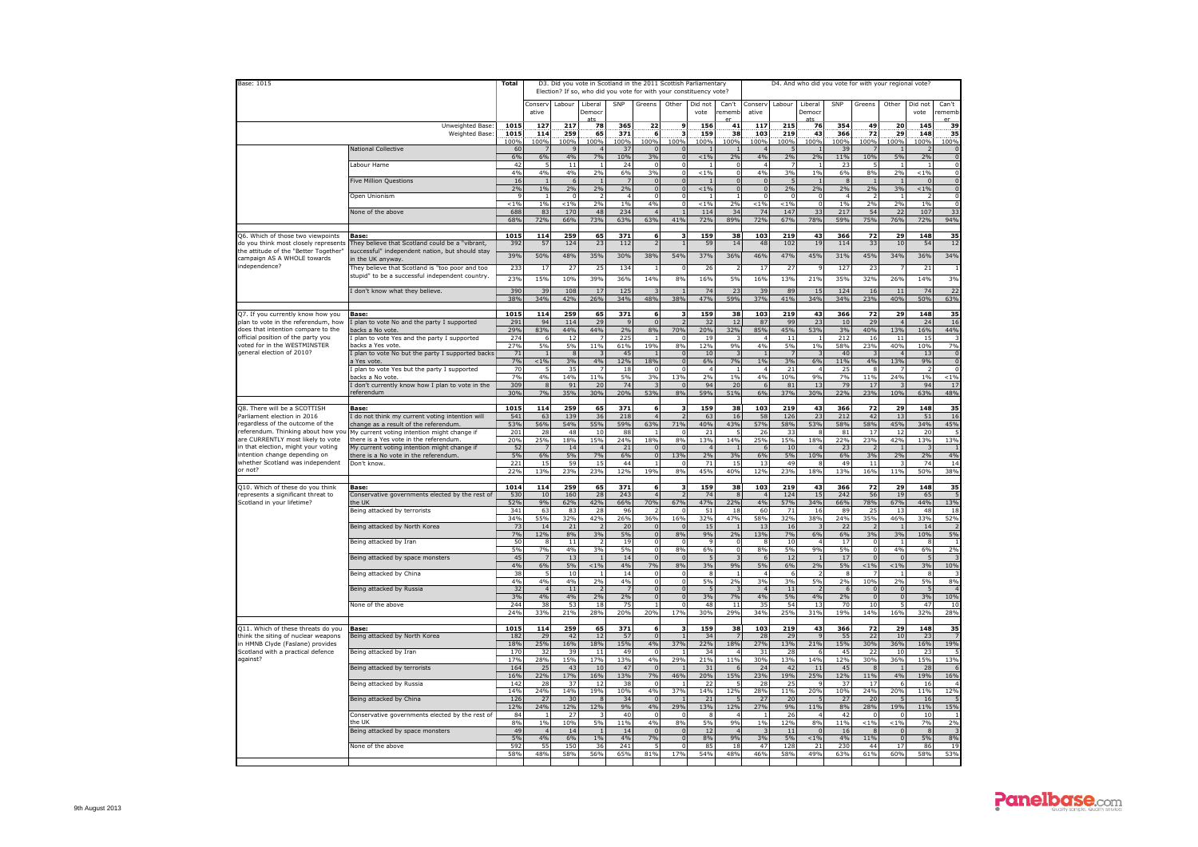| Base: 1015 | | Total | D3. Did you vote in Scotland in the 2011 Scottish Parliamentary Election? If so, who did you vote for with your constituency vote? | | | | | | | | D4. And who did you vote for with your regional vote? | | | | | | | |
|---|---|---|---|---|---|---|---|---|---|---|---|---|---|---|---|---|---|---|
| | | | Conservative | Labour | Liberal Democrats | SNP | Greens | Other | Did not vote | Can't remember | Conservative | Labour | Liberal Democrats | SNP | Greens | Other | Did not vote | Can't remember |
| | Unweighted Base: | 1015 | 127 | 217 | 78 | 365 | 22 | 9 | 156 | 41 | 117 | 215 | 76 | 354 | 49 | 20 | 145 | 39 |
| | Weighted Base: | 1015 | 114 | 259 | 65 | 371 | 6 | 3 | 159 | 38 | 103 | 219 | 43 | 366 | 72 | 29 | 148 | 35 |
| | | 100% | 100% | 100% | 100% | 100% | 100% | 100% | 100% | 100% | 100% | 100% | 100% | 100% | 100% | 100% | 100% | 100% |
| | National Collective | 60 | 7 | 9 | 4 | 37 | 0 | 0 | 1 | 1 | 4 | 5 | 1 | 39 | 7 | 1 | 2 | 0 |
| | | 6% | 6% | 4% | 7% | 10% | 3% | 0 | <1% | 2% | 4% | 2% | 2% | 11% | 10% | 5% | 2% | 0 |
| | Labour Hame | 42 | 5 | 11 | 1 | 24 | 0 | 0 | 1 | 0 | 4 | 7 | 1 | 23 | 5 | 1 | 1 | 0 |
| | | 4% | 4% | 4% | 2% | 6% | 3% | 0 | <1% | 0 | 4% | 3% | 1% | 6% | 8% | 2% | <1% | 0 |
| | Five Million Questions | 16 | 1 | 6 | 1 | 7 | 0 | 0 | 1 | 0 | 0 | 5 | 1 | 8 | 1 | 1 | 0 | 0 |
| | | 2% | 1% | 2% | 2% | 2% | 0 | 0 | <1% | 0 | 0 | 2% | 2% | 2% | 2% | 3% | <1% | 0 |
| | Open Unionism | 9 | 1 | 0 | 2 | 4 | 0 | 0 | 1 | 1 | 0 | 0 | 0 | 4 | 2 | 1 | 2 | 0 |
| | | <1% | 1% | <1% | 2% | 1% | 4% | 0 | <1% | 2% | <1% | <1% | 0 | 1% | 2% | 2% | 1% | 0 |
| | None of the above | 688 | 83 | 170 | 48 | 234 | 4 | 1 | 114 | 34 | 74 | 147 | 33 | 217 | 54 | 22 | 107 | 33 |
| | | 68% | 72% | 66% | 73% | 63% | 63% | 41% | 72% | 89% | 72% | 67% | 78% | 59% | 75% | 76% | 72% | 94% |
| Q6. Which of those two viewpoints do you think most closely represents the attitude of the "Better Together" campaign AS A WHOLE towards independence? | Base: | 1015 | 114 | 259 | 65 | 371 | 6 | 3 | 159 | 38 | 103 | 219 | 43 | 366 | 72 | 29 | 148 | 35 |
| | They believe that Scotland could be a "vibrant, successful" independent nation, but should stay in the UK anyway. | 392 | 57 | 124 | 23 | 112 | 2 | 1 | 59 | 14 | 48 | 102 | 19 | 114 | 33 | 10 | 54 | 12 |
| | | 39% | 50% | 48% | 35% | 30% | 38% | 54% | 37% | 36% | 46% | 47% | 45% | 31% | 45% | 34% | 36% | 34% |
| | They believe that Scotland is "too poor and too stupid" to be a successful independent country. | 233 | 17 | 27 | 25 | 134 | 1 | 0 | 26 | 2 | 17 | 27 | 9 | 127 | 23 | 7 | 21 | 1 |
| | | 23% | 15% | 10% | 39% | 36% | 14% | 8% | 16% | 5% | 16% | 13% | 21% | 35% | 32% | 26% | 14% | 3% |
| | I don't know what they believe. | 390 | 39 | 108 | 17 | 125 | 3 | 1 | 74 | 23 | 39 | 89 | 15 | 124 | 16 | 11 | 74 | 22 |
| | | 38% | 34% | 42% | 26% | 34% | 48% | 38% | 47% | 59% | 37% | 41% | 34% | 34% | 23% | 40% | 50% | 63% |
| Q7. If you currently know how you plan to vote in the referendum, how does that intention compare to the official position of the party you voted for in the WESTMINSTER general election of 2010? | Base: | 1015 | 114 | 259 | 65 | 371 | 6 | 3 | 159 | 38 | 103 | 219 | 43 | 366 | 72 | 29 | 148 | 35 |
| | I plan to vote No and the party I supported backs a No vote. | 291 | 94 | 114 | 29 | 9 | 0 | 2 | 32 | 12 | 87 | 99 | 23 | 10 | 29 | 4 | 24 | 16 |
| | | 29% | 83% | 44% | 44% | 2% | 8% | 70% | 20% | 32% | 85% | 45% | 53% | 3% | 40% | 13% | 16% | 44% |
| | I plan to vote Yes and the party I supported backs a Yes vote. | 274 | 6 | 12 | 7 | 225 | 1 | 0 | 19 | 3 | 4 | 11 | 1 | 212 | 16 | 11 | 15 | 3 |
| | | 27% | 5% | 5% | 11% | 61% | 19% | 8% | 12% | 9% | 4% | 5% | 1% | 58% | 23% | 40% | 10% | 7% |
| | I plan to vote No but the party I supported backs a Yes vote. | 71 | 1 | 8 | 3 | 45 | 1 | 0 | 10 | 3 | 1 | 7 | 3 | 40 | 3 | 4 | 13 | 0 |
| | | 7% | <1% | 3% | 4% | 12% | 18% | 0 | 6% | 7% | 1% | 3% | 6% | 11% | 4% | 13% | 9% | 0 |
| | I plan to vote Yes but the party I supported backs a No vote. | 70 | 5 | 35 | 7 | 18 | 0 | 0 | 4 | 1 | 4 | 21 | 4 | 25 | 8 | 7 | 2 | 0 |
| | | 7% | 4% | 14% | 11% | 5% | 3% | 13% | 2% | 1% | 4% | 10% | 9% | 7% | 11% | 24% | 1% | <1% |
| | I don't currently know how I plan to vote in the referendum | 309 | 8 | 91 | 20 | 74 | 3 | 0 | 94 | 20 | 6 | 81 | 13 | 79 | 17 | 3 | 94 | 17 |
| | | 30% | 7% | 35% | 30% | 20% | 53% | 8% | 59% | 51% | 6% | 37% | 30% | 22% | 23% | 10% | 63% | 48% |
| Q8. There will be a SCOTTISH Parliament election in 2016 regardless of the outcome of the referendum. Thinking about how you are CURRENTLY most likely to vote in that election, might your voting intention change depending on whether Scotland was independent or not? | Base: | 1015 | 114 | 259 | 65 | 371 | 6 | 3 | 159 | 38 | 103 | 219 | 43 | 366 | 72 | 29 | 148 | 35 |
| | I do not think my current voting intention will change as a result of the referendum. | 541 | 63 | 139 | 36 | 218 | 4 | 2 | 63 | 16 | 58 | 126 | 23 | 212 | 42 | 13 | 51 | 16 |
| | | 53% | 56% | 54% | 55% | 59% | 63% | 71% | 40% | 43% | 57% | 58% | 53% | 58% | 58% | 45% | 34% | 45% |
| | My current voting intention might change if there is a Yes vote in the referendum. | 201 | 28 | 48 | 10 | 88 | 1 | 0 | 21 | 5 | 26 | 33 | 8 | 81 | 17 | 12 | 20 | 5 |
| | | 20% | 25% | 18% | 15% | 24% | 18% | 8% | 13% | 14% | 25% | 15% | 18% | 22% | 23% | 42% | 13% | 13% |
| | My current voting intention might change if there is a No vote in the referendum. | 52 | 7 | 14 | 4 | 21 | 0 | 0 | 4 | 1 | 6 | 10 | 4 | 23 | 2 | 1 | 3 | 1 |
| | | 5% | 6% | 5% | 7% | 6% | 0 | 13% | 2% | 3% | 6% | 5% | 10% | 6% | 3% | 2% | 2% | 4% |
| | Don't know. | 221 | 15 | 59 | 15 | 44 | 1 | 0 | 71 | 15 | 13 | 49 | 8 | 49 | 11 | 3 | 74 | 14 |
| | | 22% | 13% | 23% | 23% | 12% | 19% | 8% | 45% | 40% | 12% | 23% | 18% | 13% | 16% | 11% | 50% | 38% |
| Q10. Which of these do you think represents a significant threat to Scotland in your lifetime? | Base: | 1014 | 114 | 259 | 65 | 371 | 6 | 3 | 159 | 38 | 103 | 219 | 43 | 366 | 72 | 29 | 148 | 35 |
| | Conservative governments elected by the rest of the UK | 530 | 10 | 160 | 28 | 243 | 4 | 2 | 74 | 8 | 4 | 124 | 15 | 242 | 56 | 19 | 65 | 5 |
| | | 52% | 9% | 62% | 42% | 66% | 70% | 67% | 47% | 22% | 4% | 57% | 34% | 66% | 78% | 67% | 44% | 13% |
| | Being attacked by terrorists | 341 | 63 | 83 | 28 | 96 | 2 | 0 | 51 | 18 | 60 | 71 | 16 | 89 | 25 | 13 | 48 | 18 |
| | | 34% | 55% | 32% | 42% | 26% | 36% | 16% | 32% | 47% | 58% | 32% | 38% | 24% | 35% | 46% | 33% | 52% |
| | Being attacked by North Korea | 73 | 14 | 21 | 2 | 20 | 0 | 0 | 15 | 1 | 13 | 16 | 3 | 22 | 2 | 1 | 14 | 2 |
| | | 7% | 12% | 8% | 3% | 5% | 0 | 8% | 9% | 2% | 13% | 7% | 6% | 6% | 3% | 3% | 10% | 5% |
| | Being attacked by Iran | 50 | 8 | 11 | 2 | 19 | 0 | 0 | 9 | 0 | 8 | 10 | 4 | 17 | 0 | 1 | 8 | 1 |
| | | 5% | 7% | 4% | 3% | 5% | 0 | 8% | 6% | 0 | 8% | 5% | 9% | 5% | 0 | 4% | 6% | 2% |
| | Being attacked by space monsters | 45 | 7 | 13 | 1 | 14 | 0 | 0 | 5 | 3 | 6 | 12 | 1 | 17 | 0 | 0 | 5 | 3 |
| | | 4% | 6% | 5% | <1% | 4% | 7% | 8% | 3% | 9% | 5% | 6% | 2% | 5% | <1% | <1% | 3% | 10% |
| | Being attacked by China | 38 | 5 | 10 | 1 | 14 | 0 | 0 | 8 | 1 | 4 | 6 | 2 | 8 | 7 | 1 | 8 | 3 |
| | | 4% | 4% | 4% | 2% | 4% | 0 | 0 | 5% | 2% | 3% | 3% | 5% | 2% | 10% | 2% | 5% | 8% |
| | Being attacked by Russia | 32 | 4 | 11 | 2 | 7 | 0 | 0 | 5 | 3 | 4 | 11 | 2 | 6 | 0 | 0 | 5 | 4 |
| | | 3% | 4% | 4% | 2% | 2% | 0 | 0 | 3% | 7% | 4% | 5% | 4% | 2% | 0 | 0 | 3% | 10% |
| | None of the above | 244 | 38 | 53 | 18 | 75 | 1 | 0 | 48 | 11 | 35 | 54 | 13 | 70 | 10 | 5 | 47 | 10 |
| | | 24% | 33% | 21% | 28% | 20% | 20% | 17% | 30% | 29% | 34% | 25% | 31% | 19% | 14% | 16% | 32% | 28% |
| Q11. Which of these threats do you think the siting of nuclear weapons in HMNB Clyde (Faslane) provides Scotland with a practical defence against? | Base: | 1015 | 114 | 259 | 65 | 371 | 6 | 3 | 159 | 38 | 103 | 219 | 43 | 366 | 72 | 29 | 148 | 35 |
| | Being attacked by North Korea | 182 | 29 | 42 | 12 | 57 | 0 | 1 | 34 | 7 | 28 | 29 | 9 | 55 | 22 | 10 | 23 | 7 |
| | | 18% | 25% | 16% | 18% | 15% | 4% | 37% | 22% | 18% | 27% | 13% | 21% | 15% | 30% | 36% | 16% | 19% |
| | Being attacked by Iran | 170 | 32 | 39 | 11 | 49 | 0 | 1 | 34 | 4 | 31 | 28 | 6 | 45 | 22 | 10 | 23 | 5 |
| | | 17% | 28% | 15% | 17% | 13% | 4% | 29% | 21% | 11% | 30% | 13% | 14% | 12% | 30% | 36% | 15% | 13% |
| | Being attacked by terrorists | 164 | 25 | 43 | 10 | 47 | 0 | 1 | 31 | 6 | 24 | 42 | 11 | 45 | 8 | 1 | 28 | 6 |
| | | 16% | 22% | 17% | 16% | 13% | 7% | 46% | 20% | 15% | 23% | 19% | 25% | 12% | 11% | 4% | 19% | 16% |
| | Being attacked by Russia | 142 | 28 | 37 | 12 | 38 | 0 | 1 | 22 | 5 | 28 | 25 | 9 | 37 | 17 | 6 | 16 | 4 |
| | | 14% | 24% | 14% | 19% | 10% | 4% | 37% | 14% | 12% | 28% | 11% | 20% | 10% | 24% | 20% | 11% | 12% |
| | Being attacked by China | 126 | 27 | 30 | 8 | 34 | 0 | 1 | 21 | 5 | 27 | 20 | 5 | 27 | 20 | 5 | 16 | 5 |
| | | 12% | 24% | 12% | 12% | 9% | 4% | 29% | 13% | 12% | 27% | 9% | 11% | 8% | 28% | 19% | 11% | 15% |
| | Conservative governments elected by the rest of the UK | 84 | 1 | 27 | 3 | 40 | 0 | 0 | 8 | 4 | 1 | 26 | 4 | 42 | 0 | 0 | 10 | 1 |
| | | 8% | 1% | 10% | 5% | 11% | 4% | 8% | 5% | 9% | 1% | 12% | 8% | 11% | <1% | <1% | 7% | 2% |
| | Being attacked by space monsters | 49 | 4 | 14 | 1 | 14 | 0 | 0 | 12 | 4 | 3 | 11 | 0 | 16 | 8 | 0 | 8 | 3 |
| | | 5% | 4% | 6% | 1% | 4% | 7% | 0 | 8% | 9% | 3% | 5% | <1% | 4% | 11% | 0 | 5% | 8% |
| | None of the above | 592 | 55 | 150 | 36 | 241 | 5 | 0 | 85 | 18 | 47 | 128 | 21 | 230 | 44 | 17 | 86 | 19 |
| | | 58% | 48% | 58% | 56% | 65% | 81% | 17% | 54% | 48% | 46% | 58% | 49% | 63% | 61% | 60% | 58% | 53% |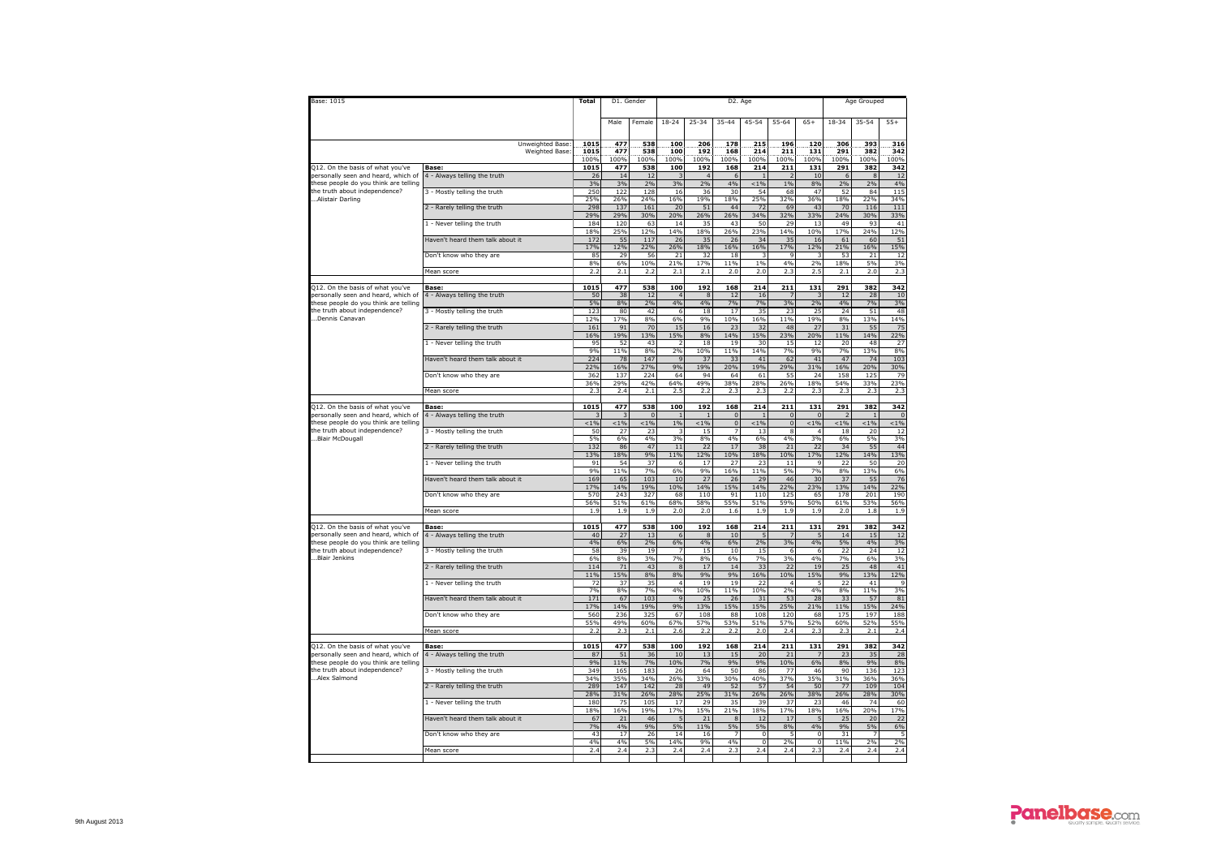Base: 1015

| | | Total | D1. Gender | | D2. Age | | | | | | Age Grouped | | |
|---|---|---|---|---|---|---|---|---|---|---|---|---|---|
| | | | Male | Female | 18-24 | 25-34 | 35-44 | 45-54 | 55-64 | 65+ | 18-34 | 35-54 | 55+ |
| | Unweighted Base: | 1015 | 477 | 538 | 100 | 206 | 178 | 215 | 196 | 120 | 306 | 393 | 316 |
| | Weighted Base: | 1015 | 477 | 538 | 100 | 192 | 168 | 214 | 211 | 131 | 291 | 382 | 342 |
| | | 100% | 100% | 100% | 100% | 100% | 100% | 100% | 100% | 100% | 100% | 100% | 100% |
| Q12. On the basis of what you've personally seen and heard, which of these people do you think are telling the truth about independence? ...Alistair Darling | Base: | 1015 | 477 | 538 | 100 | 192 | 168 | 214 | 211 | 131 | 291 | 382 | 342 |
| | 4 - Always telling the truth | 26 | 14 | 12 | 3 | 4 | 6 | 1 | 2 | 10 | 6 | 8 | 12 |
| | | 3% | 3% | 2% | 3% | 2% | 4% | <1% | 1% | 8% | 2% | 2% | 4% |
| | 3 - Mostly telling the truth | 250 | 122 | 128 | 16 | 36 | 30 | 54 | 68 | 47 | 52 | 84 | 115 |
| | | 25% | 26% | 24% | 16% | 19% | 18% | 25% | 32% | 36% | 18% | 22% | 34% |
| | 2 - Rarely telling the truth | 298 | 137 | 161 | 20 | 51 | 44 | 72 | 69 | 43 | 70 | 116 | 111 |
| | | 29% | 29% | 30% | 20% | 26% | 26% | 34% | 32% | 33% | 24% | 30% | 33% |
| | 1 - Never telling the truth | 184 | 120 | 63 | 14 | 35 | 43 | 50 | 29 | 13 | 49 | 93 | 41 |
| | | 18% | 25% | 12% | 14% | 18% | 26% | 23% | 14% | 10% | 17% | 24% | 12% |
| | Haven't heard them talk about it | 172 | 55 | 117 | 26 | 35 | 26 | 34 | 35 | 16 | 61 | 60 | 51 |
| | | 17% | 12% | 22% | 26% | 18% | 16% | 16% | 17% | 12% | 21% | 16% | 15% |
| | Don't know who they are | 85 | 29 | 56 | 21 | 32 | 18 | 3 | 9 | 3 | 53 | 21 | 12 |
| | | 8% | 6% | 10% | 21% | 17% | 11% | 1% | 4% | 2% | 18% | 5% | 3% |
| | Mean score | 2.2 | 2.1 | 2.2 | 2.1 | 2.1 | 2.0 | 2.0 | 2.3 | 2.5 | 2.1 | 2.0 | 2.3 |
| Q12. On the basis of what you've personally seen and heard, which of these people do you think are telling the truth about independence? ...Dennis Canavan | Base: | 1015 | 477 | 538 | 100 | 192 | 168 | 214 | 211 | 131 | 291 | 382 | 342 |
| | 4 - Always telling the truth | 50 | 38 | 12 | 4 | 8 | 12 | 16 | 7 | 3 | 12 | 28 | 10 |
| | | 5% | 8% | 2% | 4% | 4% | 7% | 7% | 3% | 2% | 4% | 7% | 3% |
| | 3 - Mostly telling the truth | 123 | 80 | 42 | 6 | 18 | 17 | 35 | 23 | 25 | 24 | 51 | 48 |
| | | 12% | 17% | 8% | 6% | 9% | 10% | 16% | 11% | 19% | 8% | 13% | 14% |
| | 2 - Rarely telling the truth | 161 | 91 | 70 | 15 | 16 | 23 | 32 | 48 | 27 | 31 | 55 | 75 |
| | | 16% | 19% | 13% | 15% | 8% | 14% | 15% | 23% | 20% | 11% | 14% | 22% |
| | 1 - Never telling the truth | 95 | 52 | 43 | 2 | 18 | 19 | 30 | 15 | 12 | 20 | 48 | 27 |
| | | 9% | 11% | 8% | 2% | 10% | 11% | 14% | 7% | 9% | 7% | 13% | 8% |
| | Haven't heard them talk about it | 224 | 78 | 147 | 9 | 37 | 33 | 41 | 62 | 41 | 47 | 74 | 103 |
| | | 22% | 16% | 27% | 9% | 19% | 20% | 19% | 29% | 31% | 16% | 20% | 30% |
| | Don't know who they are | 362 | 137 | 224 | 64 | 94 | 64 | 61 | 55 | 24 | 158 | 125 | 79 |
| | | 36% | 29% | 42% | 64% | 49% | 38% | 28% | 26% | 18% | 54% | 33% | 23% |
| | Mean score | 2.3 | 2.4 | 2.1 | 2.5 | 2.2 | 2.3 | 2.3 | 2.2 | 2.3 | 2.3 | 2.3 | 2.3 |
| Q12. On the basis of what you've personally seen and heard, which of these people do you think are telling the truth about independence? ...Blair McDougall | Base: | 1015 | 477 | 538 | 100 | 192 | 168 | 214 | 211 | 131 | 291 | 382 | 342 |
| | 4 - Always telling the truth | 3 | 3 | 0 | 1 | 1 | 0 | 1 | 0 | 0 | 2 | 1 | 0 |
| | | <1% | <1% | <1% | 1% | <1% | 0 | <1% | 0 | <1% | <1% | <1% | <1% |
| | 3 - Mostly telling the truth | 50 | 27 | 23 | 3 | 15 | 7 | 13 | 8 | 4 | 18 | 20 | 12 |
| | | 5% | 6% | 4% | 3% | 8% | 4% | 6% | 4% | 3% | 6% | 5% | 3% |
| | 2 - Rarely telling the truth | 132 | 86 | 47 | 11 | 22 | 17 | 38 | 21 | 22 | 34 | 55 | 44 |
| | | 13% | 18% | 9% | 11% | 12% | 10% | 18% | 10% | 17% | 12% | 14% | 13% |
| | 1 - Never telling the truth | 91 | 54 | 37 | 6 | 17 | 27 | 23 | 11 | 9 | 22 | 50 | 20 |
| | | 9% | 11% | 7% | 6% | 9% | 16% | 11% | 5% | 7% | 8% | 13% | 6% |
| | Haven't heard them talk about it | 169 | 65 | 103 | 10 | 27 | 26 | 29 | 46 | 30 | 37 | 55 | 76 |
| | | 17% | 14% | 19% | 10% | 14% | 15% | 14% | 22% | 23% | 13% | 14% | 22% |
| | Don't know who they are | 570 | 243 | 327 | 68 | 110 | 91 | 110 | 125 | 65 | 178 | 201 | 190 |
| | | 56% | 51% | 61% | 68% | 58% | 55% | 51% | 59% | 50% | 61% | 53% | 56% |
| | Mean score | 1.9 | 1.9 | 1.9 | 2.0 | 2.0 | 1.6 | 1.9 | 1.9 | 1.9 | 2.0 | 1.8 | 1.9 |
| Q12. On the basis of what you've personally seen and heard, which of these people do you think are telling the truth about independence? ...Blair Jenkins | Base: | 1015 | 477 | 538 | 100 | 192 | 168 | 214 | 211 | 131 | 291 | 382 | 342 |
| | 4 - Always telling the truth | 40 | 27 | 13 | 6 | 8 | 10 | 5 | 7 | 5 | 14 | 15 | 12 |
| | | 4% | 6% | 2% | 6% | 4% | 6% | 2% | 3% | 4% | 5% | 4% | 3% |
| | 3 - Mostly telling the truth | 58 | 39 | 19 | 7 | 15 | 10 | 15 | 6 | 6 | 22 | 24 | 12 |
| | | 6% | 8% | 3% | 7% | 8% | 6% | 7% | 3% | 4% | 7% | 6% | 3% |
| | 2 - Rarely telling the truth | 114 | 71 | 43 | 8 | 17 | 14 | 33 | 22 | 19 | 25 | 48 | 41 |
| | | 11% | 15% | 8% | 8% | 9% | 9% | 16% | 10% | 15% | 9% | 13% | 12% |
| | 1 - Never telling the truth | 72 | 37 | 35 | 4 | 19 | 19 | 22 | 4 | 5 | 22 | 41 | 9 |
| | | 7% | 8% | 7% | 4% | 10% | 11% | 10% | 2% | 4% | 8% | 11% | 3% |
| | Haven't heard them talk about it | 171 | 67 | 103 | 9 | 25 | 26 | 31 | 53 | 28 | 33 | 57 | 81 |
| | | 17% | 14% | 19% | 9% | 13% | 15% | 15% | 25% | 21% | 11% | 15% | 24% |
| | Don't know who they are | 560 | 236 | 325 | 67 | 108 | 88 | 108 | 120 | 68 | 175 | 197 | 188 |
| | | 55% | 49% | 60% | 67% | 57% | 53% | 51% | 57% | 52% | 60% | 52% | 55% |
| | Mean score | 2.2 | 2.3 | 2.1 | 2.6 | 2.2 | 2.2 | 2.0 | 2.4 | 2.3 | 2.3 | 2.1 | 2.4 |
| Q12. On the basis of what you've personally seen and heard, which of these people do you think are telling the truth about independence? ...Alex Salmond | Base: | 1015 | 477 | 538 | 100 | 192 | 168 | 214 | 211 | 131 | 291 | 382 | 342 |
| | 4 - Always telling the truth | 87 | 51 | 36 | 10 | 13 | 15 | 20 | 21 | 7 | 23 | 35 | 28 |
| | | 9% | 11% | 7% | 10% | 7% | 9% | 9% | 10% | 6% | 8% | 9% | 8% |
| | 3 - Mostly telling the truth | 349 | 165 | 183 | 26 | 64 | 50 | 86 | 77 | 46 | 90 | 136 | 123 |
| | | 34% | 35% | 34% | 26% | 33% | 30% | 40% | 37% | 35% | 31% | 36% | 36% |
| | 2 - Rarely telling the truth | 289 | 147 | 142 | 28 | 49 | 52 | 57 | 54 | 50 | 77 | 109 | 104 |
| | | 28% | 31% | 26% | 28% | 25% | 31% | 26% | 26% | 38% | 26% | 28% | 30% |
| | 1 - Never telling the truth | 180 | 75 | 105 | 17 | 29 | 35 | 39 | 37 | 23 | 46 | 74 | 60 |
| | | 18% | 16% | 19% | 17% | 15% | 21% | 18% | 17% | 18% | 16% | 20% | 17% |
| | Haven't heard them talk about it | 67 | 21 | 46 | 5 | 21 | 8 | 12 | 17 | 5 | 25 | 20 | 22 |
| | | 7% | 4% | 9% | 5% | 11% | 5% | 5% | 8% | 4% | 9% | 5% | 6% |
| | Don't know who they are | 43 | 17 | 26 | 14 | 16 | 7 | 0 | 5 | 0 | 31 | 7 | 5 |
| | | 4% | 4% | 5% | 14% | 9% | 4% | 0 | 2% | 0 | 11% | 2% | 2% |
| | Mean score | 2.4 | 2.4 | 2.3 | 2.4 | 2.4 | 2.3 | 2.4 | 2.4 | 2.3 | 2.4 | 2.4 | 2.4 |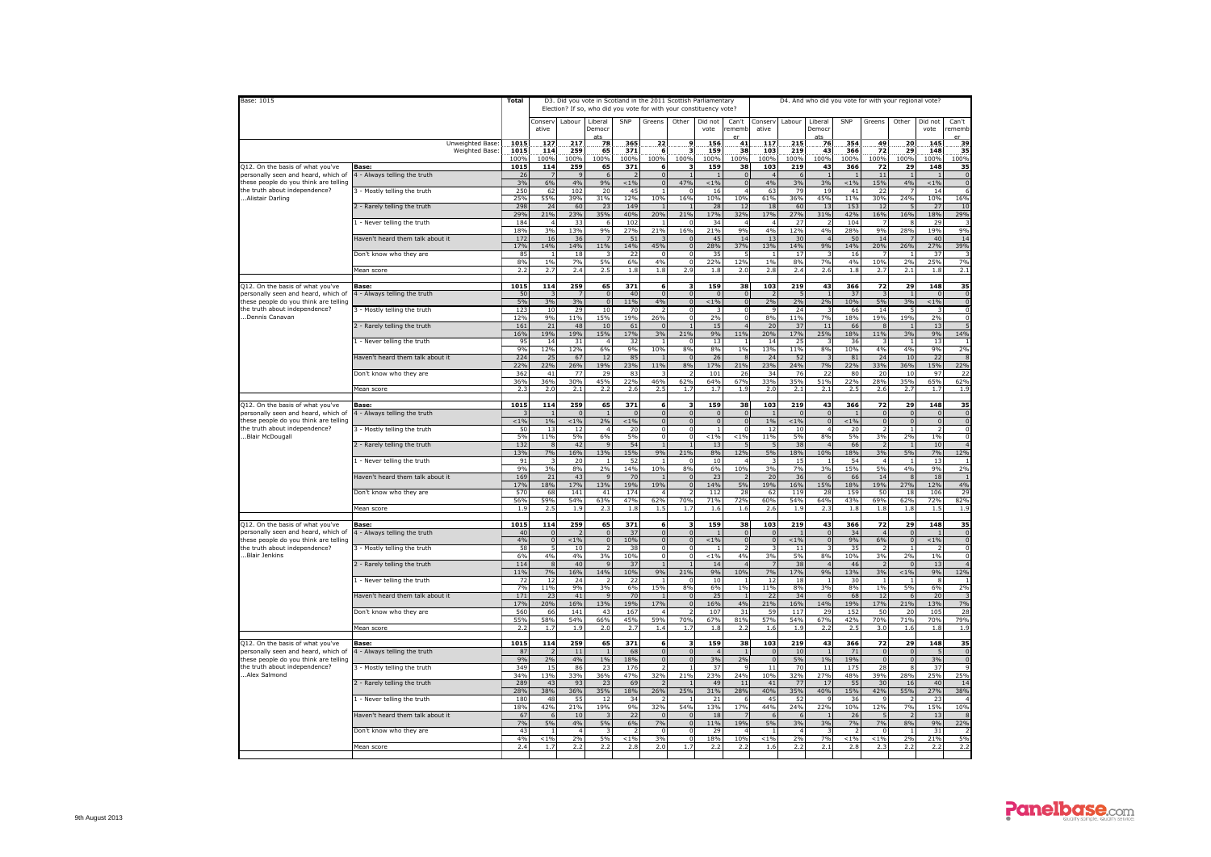| Base: 1015 | | Total | D3. Did you vote in Scotland in the 2011 Scottish Parliamentary Election? If so, who did you vote for with your constituency vote? | | | | | | | | D4. And who did you vote for with your regional vote? | | | | | | | |
|---|---|---|---|---|---|---|---|---|---|---|---|---|---|---|---|---|---|---|
| | | | Conservative | Labour | Liberal Democrats | SNP | Greens | Other | Did not vote | Can't remember | Conservative | Labour | Liberal Democrats | SNP | Greens | Other | Did not vote | Can't remember |
| | Unweighted Base: | 1015 | 127 | 217 | 78 | 365 | 22 | 9 | 156 | 41 | 117 | 215 | 76 | 354 | 49 | 20 | 145 | 39 |
| | Weighted Base: | 1015 | 114 | 259 | 65 | 371 | 6 | 3 | 159 | 38 | 103 | 219 | 43 | 366 | 72 | 29 | 148 | 35 |
| | | 100% | 100% | 100% | 100% | 100% | 100% | 100% | 100% | 100% | 100% | 100% | 100% | 100% | 100% | 100% | 100% | 100% |
| Q12. On the basis of what you've personally seen and heard, which of these people do you think are telling the truth about independence? ...Alistair Darling | Base: | 1015 | 114 | 259 | 65 | 371 | 6 | 3 | 159 | 38 | 103 | 219 | 43 | 366 | 72 | 29 | 148 | 35 |
| | 4 - Always telling the truth | 26 | 7 | 9 | 6 | 2 | 0 | 1 | 1 | 0 | 4 | 6 | 1 | 1 | 11 | 1 | 1 | 0 |
| | | 3% | 6% | 4% | 9% | <1% | 0 | 47% | <1% | 0 | 4% | 3% | 3% | <1% | 15% | 4% | <1% | 0 |
| | 3 - Mostly telling the truth | 250 | 62 | 102 | 20 | 45 | 1 | 0 | 16 | 4 | 63 | 79 | 19 | 41 | 22 | 7 | 14 | 6 |
| | | 25% | 55% | 39% | 31% | 12% | 10% | 16% | 10% | 10% | 61% | 36% | 45% | 11% | 30% | 24% | 10% | 16% |
| | 2 - Rarely telling the truth | 298 | 24 | 60 | 23 | 149 | 1 | 1 | 28 | 12 | 18 | 60 | 13 | 153 | 12 | 5 | 27 | 10 |
| | | 29% | 21% | 23% | 35% | 40% | 20% | 21% | 17% | 32% | 17% | 27% | 31% | 42% | 16% | 16% | 18% | 29% |
| | 1 - Never telling the truth | 184 | 4 | 33 | 6 | 102 | 1 | 0 | 34 | 4 | 4 | 27 | 2 | 104 | 7 | 8 | 29 | 3 |
| | | 18% | 3% | 13% | 9% | 27% | 21% | 16% | 21% | 9% | 4% | 12% | 4% | 28% | 9% | 28% | 19% | 9% |
| | Haven't heard them talk about it | 172 | 16 | 36 | 7 | 51 | 3 | 0 | 45 | 14 | 13 | 30 | 4 | 50 | 14 | 7 | 40 | 14 |
| | | 17% | 14% | 14% | 11% | 14% | 45% | 0 | 28% | 37% | 13% | 14% | 9% | 14% | 20% | 26% | 27% | 39% |
| | Don't know who they are | 85 | 1 | 18 | 3 | 22 | 0 | 0 | 35 | 5 | 1 | 17 | 3 | 16 | 7 | 1 | 37 | 3 |
| | | 8% | 1% | 7% | 5% | 6% | 4% | 0 | 22% | 12% | 1% | 8% | 7% | 4% | 10% | 2% | 25% | 7% |
| | Mean score | 2.2 | 2.7 | 2.4 | 2.5 | 1.8 | 1.8 | 2.9 | 1.8 | 2.0 | 2.8 | 2.4 | 2.6 | 1.8 | 2.7 | 2.1 | 1.8 | 2.1 |
| Q12. On the basis of what you've personally seen and heard, which of these people do you think are telling the truth about independence? ...Dennis Canavan | Base: | 1015 | 114 | 259 | 65 | 371 | 6 | 3 | 159 | 38 | 103 | 219 | 43 | 366 | 72 | 29 | 148 | 35 |
| | 4 - Always telling the truth | 50 | 3 | 7 | 0 | 40 | 0 | 0 | 0 | 0 | 2 | 5 | 1 | 37 | 3 | 1 | 0 | 0 |
| | | 5% | 3% | 3% | 0 | 11% | 4% | 0 | <1% | 0 | 2% | 2% | 2% | 10% | 5% | 3% | <1% | 0 |
| | 3 - Mostly telling the truth | 123 | 10 | 29 | 10 | 70 | 2 | 0 | 3 | 0 | 9 | 24 | 3 | 66 | 14 | 5 | 3 | 0 |
| | | 12% | 9% | 11% | 15% | 19% | 26% | 0 | 2% | 0 | 8% | 11% | 7% | 18% | 19% | 19% | 2% | 0 |
| | 2 - Rarely telling the truth | 161 | 21 | 48 | 10 | 61 | 0 | 1 | 15 | 4 | 20 | 37 | 11 | 66 | 8 | 1 | 13 | 5 |
| | | 16% | 19% | 19% | 15% | 17% | 3% | 21% | 9% | 11% | 20% | 17% | 25% | 18% | 11% | 3% | 9% | 14% |
| | 1 - Never telling the truth | 95 | 14 | 31 | 4 | 32 | 1 | 0 | 13 | 1 | 14 | 25 | 3 | 36 | 3 | 1 | 13 | 1 |
| | | 9% | 12% | 12% | 6% | 9% | 10% | 8% | 8% | 1% | 13% | 11% | 8% | 10% | 4% | 4% | 9% | 2% |
| | Haven't heard them talk about it | 224 | 25 | 67 | 12 | 85 | 1 | 0 | 26 | 8 | 24 | 52 | 3 | 81 | 24 | 10 | 22 | 8 |
| | | 22% | 22% | 26% | 19% | 23% | 11% | 8% | 17% | 21% | 23% | 24% | 7% | 22% | 33% | 36% | 15% | 22% |
| | Don't know who they are | 362 | 41 | 77 | 29 | 83 | 3 | 2 | 101 | 26 | 34 | 76 | 22 | 80 | 20 | 10 | 97 | 22 |
| | | 36% | 36% | 30% | 45% | 22% | 46% | 62% | 64% | 67% | 33% | 35% | 51% | 22% | 28% | 35% | 65% | 62% |
| | Mean score | 2.3 | 2.0 | 2.1 | 2.2 | 2.6 | 2.5 | 1.7 | 1.7 | 1.9 | 2.0 | 2.1 | 2.1 | 2.5 | 2.6 | 2.7 | 1.7 | 1.9 |
| Q12. On the basis of what you've personally seen and heard, which of these people do you think are telling the truth about independence? ...Blair McDougall | Base: | 1015 | 114 | 259 | 65 | 371 | 6 | 3 | 159 | 38 | 103 | 219 | 43 | 366 | 72 | 29 | 148 | 35 |
| | 4 - Always telling the truth | 3 | 1 | 0 | 1 | 0 | 0 | 0 | 0 | 0 | 1 | 0 | 0 | 1 | 0 | 0 | 0 | 0 |
| | | <1% | 1% | <1% | 2% | <1% | 0 | 0 | 0 | 0 | 1% | <1% | 0 | <1% | 0 | 0 | 0 | 0 |
| | 3 - Mostly telling the truth | 50 | 13 | 12 | 4 | 20 | 0 | 0 | 1 | 0 | 12 | 10 | 4 | 20 | 2 | 1 | 2 | 0 |
| | | 5% | 11% | 5% | 6% | 5% | 0 | 0 | <1% | <1% | 11% | 5% | 8% | 5% | 3% | 2% | 1% | 0 |
| | 2 - Rarely telling the truth | 132 | 8 | 42 | 9 | 54 | 1 | 1 | 13 | 5 | 5 | 38 | 4 | 66 | 2 | 1 | 10 | 4 |
| | | 13% | 7% | 16% | 13% | 15% | 9% | 21% | 8% | 12% | 5% | 18% | 10% | 18% | 3% | 5% | 7% | 12% |
| | 1 - Never telling the truth | 91 | 3 | 20 | 1 | 52 | 1 | 0 | 10 | 4 | 3 | 15 | 1 | 54 | 4 | 1 | 13 | 1 |
| | | 9% | 3% | 8% | 2% | 14% | 10% | 8% | 6% | 10% | 3% | 7% | 3% | 15% | 5% | 4% | 9% | 2% |
| | Haven't heard them talk about it | 169 | 21 | 43 | 9 | 70 | 1 | 0 | 23 | 2 | 20 | 36 | 6 | 66 | 14 | 8 | 18 | 1 |
| | | 17% | 18% | 17% | 13% | 19% | 19% | 0 | 14% | 5% | 19% | 16% | 15% | 18% | 19% | 27% | 12% | 4% |
| | Don't know who they are | 570 | 68 | 141 | 41 | 174 | 4 | 2 | 112 | 28 | 62 | 119 | 28 | 159 | 50 | 18 | 106 | 29 |
| | | 56% | 59% | 54% | 63% | 47% | 62% | 70% | 71% | 72% | 60% | 54% | 64% | 43% | 69% | 62% | 72% | 82% |
| | Mean score | 1.9 | 2.5 | 1.9 | 2.3 | 1.8 | 1.5 | 1.7 | 1.6 | 1.6 | 2.6 | 1.9 | 2.3 | 1.8 | 1.8 | 1.8 | 1.5 | 1.9 |
| Q12. On the basis of what you've personally seen and heard, which of these people do you think are telling the truth about independence? ...Blair Jenkins | Base: | 1015 | 114 | 259 | 65 | 371 | 6 | 3 | 159 | 38 | 103 | 219 | 43 | 366 | 72 | 29 | 148 | 35 |
| | 4 - Always telling the truth | 40 | 0 | 2 | 0 | 37 | 0 | 0 | 1 | 0 | 0 | 1 | 0 | 34 | 4 | 0 | 1 | 0 |
| | | 4% | 0 | <1% | 0 | 10% | 0 | 0 | <1% | 0 | 0 | <1% | 0 | 9% | 6% | 0 | <1% | 0 |
| | 3 - Mostly telling the truth | 58 | 5 | 10 | 2 | 38 | 0 | 0 | 1 | 2 | 3 | 11 | 3 | 35 | 2 | 1 | 2 | 0 |
| | | 6% | 4% | 4% | 3% | 10% | 0 | 0 | <1% | 4% | 3% | 5% | 8% | 10% | 3% | 2% | 1% | 0 |
| | 2 - Rarely telling the truth | 114 | 8 | 40 | 9 | 37 | 1 | 1 | 14 | 4 | 7 | 38 | 4 | 46 | 2 | 0 | 13 | 4 |
| | | 11% | 7% | 16% | 14% | 10% | 9% | 21% | 9% | 10% | 7% | 17% | 9% | 13% | 3% | <1% | 9% | 12% |
| | 1 - Never telling the truth | 72 | 12 | 24 | 2 | 22 | 1 | 0 | 10 | 1 | 12 | 18 | 1 | 30 | 1 | 1 | 8 | 1 |
| | | 7% | 11% | 9% | 3% | 6% | 15% | 8% | 6% | 1% | 11% | 8% | 3% | 8% | 1% | 5% | 6% | 2% |
| | Haven't heard them talk about it | 171 | 23 | 41 | 9 | 70 | 1 | 0 | 25 | 1 | 22 | 34 | 6 | 68 | 12 | 6 | 20 | 3 |
| | | 17% | 20% | 16% | 13% | 19% | 17% | 0 | 16% | 4% | 21% | 16% | 14% | 19% | 17% | 21% | 13% | 7% |
| | Don't know who they are | 560 | 66 | 141 | 43 | 167 | 4 | 2 | 107 | 31 | 59 | 117 | 29 | 152 | 50 | 20 | 105 | 28 |
| | | 55% | 58% | 54% | 66% | 45% | 59% | 70% | 67% | 81% | 57% | 54% | 67% | 42% | 70% | 71% | 70% | 79% |
| | Mean score | 2.2 | 1.7 | 1.9 | 2.0 | 2.7 | 1.4 | 1.7 | 1.8 | 2.2 | 1.6 | 1.9 | 2.2 | 2.5 | 3.0 | 1.6 | 1.8 | 1.9 |
| Q12. On the basis of what you've personally seen and heard, which of these people do you think are telling the truth about independence? ...Alex Salmond | Base: | 1015 | 114 | 259 | 65 | 371 | 6 | 3 | 159 | 38 | 103 | 219 | 43 | 366 | 72 | 29 | 148 | 35 |
| | 4 - Always telling the truth | 87 | 2 | 11 | 1 | 68 | 0 | 0 | 4 | 1 | 0 | 10 | 1 | 71 | 0 | 0 | 5 | 0 |
| | | 9% | 2% | 4% | 1% | 18% | 0 | 0 | 3% | 2% | 0 | 5% | 1% | 19% | 0 | 0 | 3% | 0 |
| | 3 - Mostly telling the truth | 349 | 15 | 86 | 23 | 176 | 2 | 1 | 37 | 9 | 11 | 70 | 11 | 175 | 28 | 8 | 37 | 9 |
| | | 34% | 13% | 33% | 36% | 47% | 32% | 21% | 23% | 24% | 10% | 32% | 27% | 48% | 39% | 28% | 25% | 25% |
| | 2 - Rarely telling the truth | 289 | 43 | 93 | 23 | 69 | 2 | 1 | 49 | 11 | 41 | 77 | 17 | 55 | 30 | 16 | 40 | 14 |
| | | 28% | 38% | 36% | 35% | 18% | 26% | 25% | 31% | 28% | 40% | 35% | 40% | 15% | 42% | 55% | 27% | 38% |
| | 1 - Never telling the truth | 180 | 48 | 55 | 12 | 34 | 2 | 1 | 21 | 6 | 45 | 52 | 9 | 36 | 9 | 2 | 23 | 4 |
| | | 18% | 42% | 21% | 19% | 9% | 32% | 54% | 13% | 17% | 44% | 24% | 22% | 10% | 12% | 7% | 15% | 10% |
| | Haven't heard them talk about it | 67 | 6 | 10 | 3 | 22 | 0 | 0 | 18 | 7 | 6 | 6 | 1 | 26 | 5 | 2 | 13 | 8 |
| | | 7% | 5% | 4% | 5% | 6% | 7% | 0 | 11% | 19% | 5% | 3% | 3% | 7% | 7% | 8% | 9% | 22% |
| | Don't know who they are | 43 | 1 | 4 | 3 | 2 | 0 | 0 | 29 | 4 | 1 | 4 | 3 | 2 | 0 | 1 | 31 | 2 |
| | | 4% | <1% | 2% | 5% | <1% | 3% | 0 | 18% | 10% | <1% | 2% | 7% | <1% | <1% | 2% | 21% | 5% |
| | Mean score | 2.4 | 1.7 | 2.2 | 2.2 | 2.8 | 2.0 | 1.7 | 2.2 | 2.2 | 1.6 | 2.2 | 2.1 | 2.8 | 2.3 | 2.2 | 2.2 | 2.2 |

9th August 2013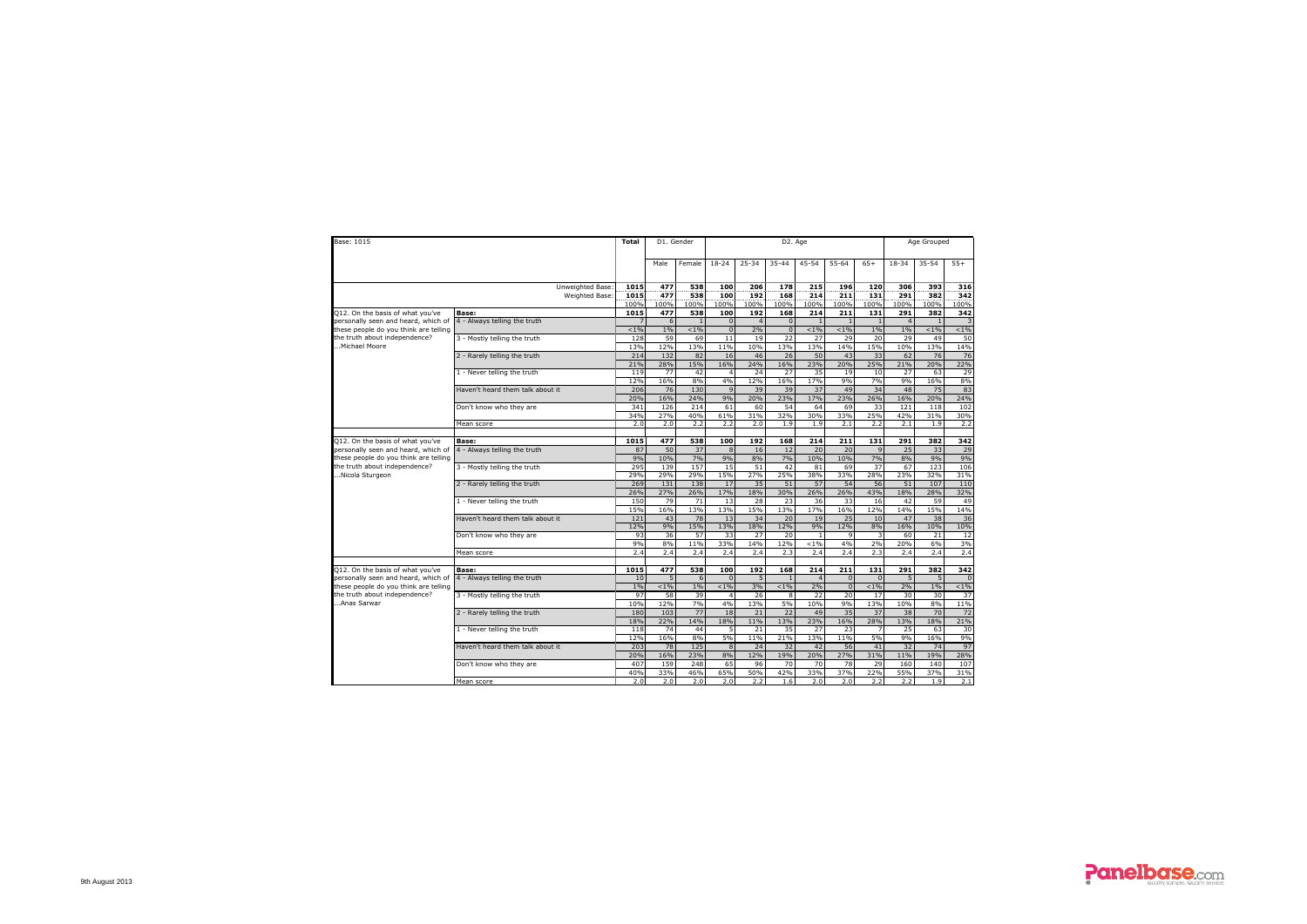| Base: 1015 | | Total | D1. Gender | | D2. Age | | | | | | Age Grouped | | |
|---|---|---|---|---|---|---|---|---|---|---|---|---|---|
| | | | Male | Female | 18-24 | 25-34 | 35-44 | 45-54 | 55-64 | 65+ | 18-34 | 35-54 | 55+ |
| | Unweighted Base: | **1015** | **477** | **538** | **100** | **206** | **178** | **215** | **196** | **120** | **306** | **393** | **316** |
| | Weighted Base: | **1015** | **477** | **538** | **100** | **192** | **168** | **214** | **211** | **131** | **291** | **382** | **342** |
| | | 100% | 100% | 100% | 100% | 100% | 100% | 100% | 100% | 100% | 100% | 100% | 100% |
| Q12. On the basis of what you've personally seen and heard, which of these people do you think are telling the truth about independence? ...Michael Moore | **Base:** | **1015** | **477** | **538** | **100** | **192** | **168** | **214** | **211** | **131** | **291** | **382** | **342** |
| | 4 - Always telling the truth | 7 | 6 | 1 | 0 | 4 | 0 | 1 | 1 | 1 | 4 | 1 | 3 |
| | | <1% | 1% | <1% | 0 | 2% | 0 | <1% | <1% | 1% | 1% | <1% | <1% |
| | 3 - Mostly telling the truth | 128 | 59 | 69 | 11 | 19 | 22 | 27 | 29 | 20 | 29 | 49 | 50 |
| | | 13% | 12% | 13% | 11% | 10% | 13% | 13% | 14% | 15% | 10% | 13% | 14% |
| | 2 - Rarely telling the truth | 214 | 132 | 82 | 16 | 46 | 26 | 50 | 43 | 33 | 62 | 76 | 76 |
| | | 21% | 28% | 15% | 16% | 24% | 16% | 23% | 20% | 25% | 21% | 20% | 22% |
| | 1 - Never telling the truth | 119 | 77 | 42 | 4 | 24 | 27 | 35 | 19 | 10 | 27 | 63 | 29 |
| | | 12% | 16% | 8% | 4% | 12% | 16% | 17% | 9% | 7% | 9% | 16% | 8% |
| | Haven't heard them talk about it | 206 | 76 | 130 | 9 | 39 | 39 | 37 | 49 | 34 | 48 | 75 | 83 |
| | | 20% | 16% | 24% | 9% | 20% | 23% | 17% | 23% | 26% | 16% | 20% | 24% |
| | Don't know who they are | 341 | 126 | 214 | 61 | 60 | 54 | 64 | 69 | 33 | 121 | 118 | 102 |
| | | 34% | 27% | 40% | 61% | 31% | 32% | 30% | 33% | 25% | 42% | 31% | 30% |
| | Mean score | 2.0 | 2.0 | 2.2 | 2.2 | 2.0 | 1.9 | 1.9 | 2.1 | 2.2 | 2.1 | 1.9 | 2.2 |
| Q12. On the basis of what you've personally seen and heard, which of these people do you think are telling the truth about independence? ...Nicola Sturgeon | **Base:** | **1015** | **477** | **538** | **100** | **192** | **168** | **214** | **211** | **131** | **291** | **382** | **342** |
| | 4 - Always telling the truth | 87 | 50 | 37 | 8 | 16 | 12 | 20 | 20 | 9 | 25 | 33 | 29 |
| | | 9% | 10% | 7% | 9% | 8% | 7% | 10% | 10% | 7% | 8% | 9% | 9% |
| | 3 - Mostly telling the truth | 295 | 139 | 157 | 15 | 51 | 42 | 81 | 69 | 37 | 67 | 123 | 106 |
| | | 29% | 29% | 29% | 15% | 27% | 25% | 38% | 33% | 28% | 23% | 32% | 31% |
| | 2 - Rarely telling the truth | 269 | 131 | 138 | 17 | 35 | 51 | 57 | 54 | 56 | 51 | 107 | 110 |
| | | 26% | 27% | 26% | 17% | 18% | 30% | 26% | 26% | 43% | 18% | 28% | 32% |
| | 1 - Never telling the truth | 150 | 79 | 71 | 13 | 28 | 23 | 36 | 33 | 16 | 42 | 59 | 49 |
| | | 15% | 16% | 13% | 13% | 15% | 13% | 17% | 16% | 12% | 14% | 15% | 14% |
| | Haven't heard them talk about it | 121 | 43 | 78 | 13 | 34 | 20 | 19 | 25 | 10 | 47 | 38 | 36 |
| | | 12% | 9% | 15% | 13% | 18% | 12% | 9% | 12% | 8% | 16% | 10% | 10% |
| | Don't know who they are | 93 | 36 | 57 | 33 | 27 | 20 | 1 | 9 | 3 | 60 | 21 | 12 |
| | | 9% | 8% | 11% | 33% | 14% | 12% | <1% | 4% | 2% | 20% | 6% | 3% |
| | Mean score | 2.4 | 2.4 | 2.4 | 2.4 | 2.4 | 2.3 | 2.4 | 2.4 | 2.3 | 2.4 | 2.4 | 2.4 |
| Q12. On the basis of what you've personally seen and heard, which of these people do you think are telling the truth about independence? ...Anas Sarwar | **Base:** | **1015** | **477** | **538** | **100** | **192** | **168** | **214** | **211** | **131** | **291** | **382** | **342** |
| | 4 - Always telling the truth | 10 | 5 | 6 | 0 | 5 | 1 | 4 | 0 | 0 | 5 | 5 | 0 |
| | | 1% | <1% | 1% | <1% | 3% | <1% | 2% | 0 | <1% | 2% | 1% | <1% |
| | 3 - Mostly telling the truth | 97 | 58 | 39 | 4 | 26 | 8 | 22 | 20 | 17 | 30 | 30 | 37 |
| | | 10% | 12% | 7% | 4% | 13% | 5% | 10% | 9% | 13% | 10% | 8% | 11% |
| | 2 - Rarely telling the truth | 180 | 103 | 77 | 18 | 21 | 22 | 49 | 35 | 37 | 38 | 70 | 72 |
| | | 18% | 22% | 14% | 18% | 11% | 13% | 23% | 16% | 28% | 13% | 18% | 21% |
| | 1 - Never telling the truth | 118 | 74 | 44 | 5 | 21 | 35 | 27 | 23 | 7 | 25 | 63 | 30 |
| | | 12% | 16% | 8% | 5% | 11% | 21% | 13% | 11% | 5% | 9% | 16% | 9% |
| | Haven't heard them talk about it | 203 | 78 | 125 | 8 | 24 | 32 | 42 | 56 | 41 | 32 | 74 | 97 |
| | | 20% | 16% | 23% | 8% | 12% | 19% | 20% | 27% | 31% | 11% | 19% | 28% |
| | Don't know who they are | 407 | 159 | 248 | 65 | 96 | 70 | 70 | 78 | 29 | 160 | 140 | 107 |
| | | 40% | 33% | 46% | 65% | 50% | 42% | 33% | 37% | 22% | 55% | 37% | 31% |
| | Mean score | 2.0 | 2.0 | 2.0 | 2.0 | 2.2 | 1.6 | 2.0 | 2.0 | 2.2 | 2.2 | 1.9 | 2.1 |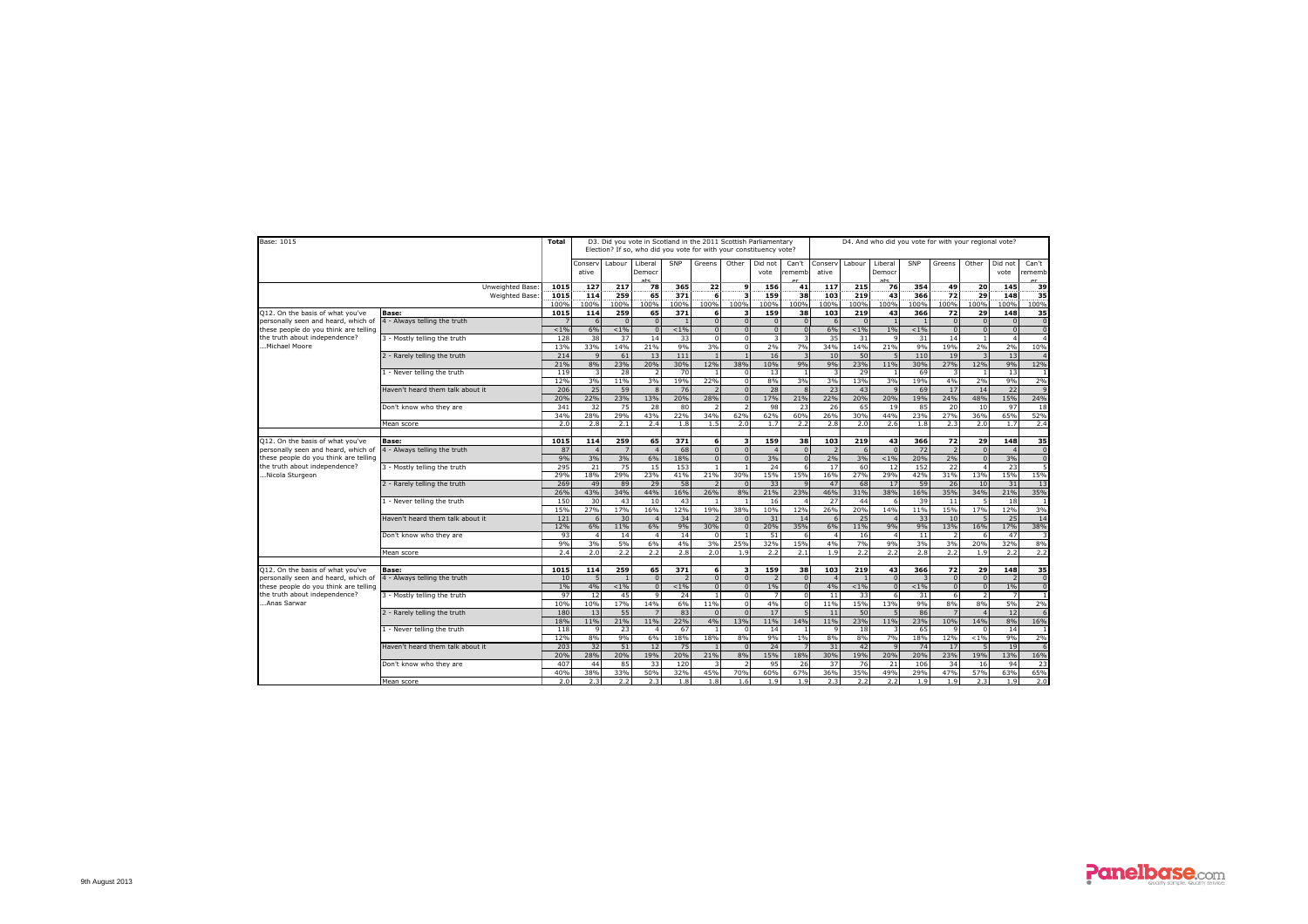| Base: 1015 | | Total | D3. Did you vote in Scotland in the 2011 Scottish Parliamentary Election? If so, who did you vote for with your constituency vote? | | | | | | | | D4. And who did you vote for with your regional vote? | | | | | | | |
|---|---|---|---|---|---|---|---|---|---|---|---|---|---|---|---|---|---|---|
| | | | Conservative | Labour | Liberal Democrats | SNP | Greens | Other | Did not vote | Can't remember | Conservative | Labour | Liberal Democrats | SNP | Greens | Other | Did not vote | Can't remember |
| | Unweighted Base: | 1015 | 127 | 217 | 78 | 365 | 22 | 9 | 156 | 41 | 117 | 215 | 76 | 354 | 49 | 20 | 145 | 39 |
| | Weighted Base: | 1015 | 114 | 259 | 65 | 371 | 6 | 3 | 159 | 38 | 103 | 219 | 43 | 366 | 72 | 29 | 148 | 35 |
| | | 100% | 100% | 100% | 100% | 100% | 100% | 100% | 100% | 100% | 100% | 100% | 100% | 100% | 100% | 100% | 100% | 100% |
| Q12. On the basis of what you've personally seen and heard, which of these people do you think are telling the truth about independence? ...Michael Moore | Base: | 1015 | 114 | 259 | 65 | 371 | 6 | 3 | 159 | 38 | 103 | 219 | 43 | 366 | 72 | 29 | 148 | 35 |
| | 4 - Always telling the truth | 7 | 6 | 0 | 0 | 1 | 0 | 0 | 0 | 0 | 6 | 0 | 1 | 1 | 0 | 0 | 0 | 0 |
| | | <1% | 6% | <1% | 0 | <1% | 0 | 0 | 0 | 0 | 6% | <1% | 1% | <1% | 0 | 0 | 0 | 0 |
| | 3 - Mostly telling the truth | 128 | 38 | 37 | 14 | 33 | 0 | 0 | 3 | 3 | 35 | 31 | 9 | 31 | 14 | 1 | 4 | 4 |
| | | 13% | 33% | 14% | 21% | 9% | 3% | 0 | 2% | 7% | 34% | 14% | 21% | 9% | 19% | 2% | 2% | 10% |
| | 2 - Rarely telling the truth | 214 | 9 | 61 | 13 | 111 | 1 | 1 | 16 | 3 | 10 | 50 | 5 | 110 | 19 | 3 | 13 | 4 |
| | | 21% | 8% | 23% | 20% | 30% | 12% | 38% | 10% | 9% | 9% | 23% | 11% | 30% | 27% | 12% | 9% | 12% |
| | 1 - Never telling the truth | 119 | 3 | 28 | 2 | 70 | 1 | 0 | 13 | 1 | 3 | 29 | 1 | 69 | 3 | 1 | 13 | 1 |
| | | 12% | 3% | 11% | 3% | 19% | 22% | 0 | 8% | 3% | 3% | 13% | 3% | 19% | 4% | 2% | 9% | 2% |
| | Haven't heard them talk about it | 206 | 25 | 59 | 8 | 76 | 2 | 0 | 28 | 8 | 23 | 43 | 9 | 69 | 17 | 14 | 22 | 9 |
| | | 20% | 22% | 23% | 13% | 20% | 28% | 0 | 17% | 21% | 22% | 20% | 20% | 19% | 24% | 48% | 15% | 24% |
| | Don't know who they are | 341 | 32 | 75 | 28 | 80 | 2 | 2 | 98 | 23 | 26 | 65 | 19 | 85 | 20 | 10 | 97 | 18 |
| | | 34% | 28% | 29% | 43% | 22% | 34% | 62% | 62% | 60% | 26% | 30% | 44% | 23% | 27% | 36% | 65% | 52% |
| | Mean score | 2.0 | 2.8 | 2.1 | 2.4 | 1.8 | 1.5 | 2.0 | 1.7 | 2.2 | 2.8 | 2.0 | 2.6 | 1.8 | 2.3 | 2.0 | 1.7 | 2.4 |
| Q12. On the basis of what you've personally seen and heard, which of these people do you think are telling the truth about independence? ...Nicola Sturgeon | Base: | 1015 | 114 | 259 | 65 | 371 | 6 | 3 | 159 | 38 | 103 | 219 | 43 | 366 | 72 | 29 | 148 | 35 |
| | 4 - Always telling the truth | 87 | 4 | 7 | 4 | 68 | 0 | 0 | 4 | 0 | 2 | 6 | 0 | 72 | 2 | 0 | 4 | 0 |
| | | 9% | 3% | 3% | 6% | 18% | 0 | 0 | 3% | 0 | 2% | 3% | <1% | 20% | 2% | 0 | 3% | 0 |
| | 3 - Mostly telling the truth | 295 | 21 | 75 | 15 | 153 | 1 | 1 | 24 | 6 | 17 | 60 | 12 | 152 | 22 | 4 | 23 | 5 |
| | | 29% | 18% | 29% | 23% | 41% | 21% | 30% | 15% | 15% | 16% | 27% | 29% | 42% | 31% | 13% | 15% | 15% |
| | 2 - Rarely telling the truth | 269 | 49 | 89 | 29 | 58 | 2 | 0 | 33 | 9 | 47 | 68 | 17 | 59 | 26 | 10 | 31 | 13 |
| | | 26% | 43% | 34% | 44% | 16% | 26% | 8% | 21% | 23% | 46% | 31% | 38% | 16% | 35% | 34% | 21% | 35% |
| | 1 - Never telling the truth | 150 | 30 | 43 | 10 | 43 | 1 | 1 | 16 | 4 | 27 | 44 | 6 | 39 | 11 | 5 | 18 | 1 |
| | | 15% | 27% | 17% | 16% | 12% | 19% | 38% | 10% | 12% | 26% | 20% | 14% | 11% | 15% | 17% | 12% | 3% |
| | Haven't heard them talk about it | 121 | 6 | 30 | 4 | 34 | 2 | 0 | 31 | 14 | 6 | 25 | 4 | 33 | 10 | 5 | 25 | 14 |
| | | 12% | 6% | 11% | 6% | 9% | 30% | 0 | 20% | 35% | 6% | 11% | 9% | 9% | 13% | 16% | 17% | 38% |
| | Don't know who they are | 93 | 4 | 14 | 4 | 14 | 0 | 1 | 51 | 6 | 4 | 16 | 4 | 11 | 2 | 6 | 47 | 3 |
| | | 9% | 3% | 5% | 6% | 4% | 3% | 25% | 32% | 15% | 4% | 7% | 9% | 3% | 3% | 20% | 32% | 8% |
| | Mean score | 2.4 | 2.0 | 2.2 | 2.2 | 2.8 | 2.0 | 1.9 | 2.2 | 2.1 | 1.9 | 2.2 | 2.2 | 2.8 | 2.2 | 1.9 | 2.2 | 2.2 |
| Q12. On the basis of what you've personally seen and heard, which of these people do you think are telling the truth about independence? ...Anas Sarwar | Base: | 1015 | 114 | 259 | 65 | 371 | 6 | 3 | 159 | 38 | 103 | 219 | 43 | 366 | 72 | 29 | 148 | 35 |
| | 4 - Always telling the truth | 10 | 5 | 1 | 0 | 2 | 0 | 0 | 2 | 0 | 4 | 1 | 0 | 3 | 0 | 0 | 2 | 0 |
| | | 1% | 4% | <1% | 0 | <1% | 0 | 0 | 1% | 0 | 4% | <1% | 0 | <1% | 0 | 0 | 1% | 0 |
| | 3 - Mostly telling the truth | 97 | 12 | 45 | 9 | 24 | 1 | 0 | 7 | 0 | 11 | 33 | 6 | 31 | 6 | 2 | 7 | 1 |
| | | 10% | 10% | 17% | 14% | 6% | 11% | 0 | 4% | 0 | 11% | 15% | 13% | 9% | 8% | 8% | 5% | 2% |
| | 2 - Rarely telling the truth | 180 | 13 | 55 | 7 | 83 | 0 | 0 | 17 | 5 | 11 | 50 | 5 | 86 | 7 | 4 | 12 | 6 |
| | | 18% | 11% | 21% | 11% | 22% | 4% | 13% | 11% | 14% | 11% | 23% | 11% | 23% | 10% | 14% | 8% | 16% |
| | 1 - Never telling the truth | 118 | 9 | 23 | 4 | 67 | 1 | 0 | 14 | 1 | 9 | 18 | 3 | 65 | 9 | 0 | 14 | 1 |
| | | 12% | 8% | 9% | 6% | 18% | 18% | 8% | 9% | 1% | 8% | 8% | 7% | 18% | 12% | <1% | 9% | 2% |
| | Haven't heard them talk about it | 203 | 32 | 51 | 12 | 75 | 1 | 0 | 24 | 7 | 31 | 42 | 9 | 74 | 17 | 5 | 19 | 6 |
| | | 20% | 28% | 20% | 19% | 20% | 21% | 8% | 15% | 18% | 30% | 19% | 20% | 20% | 23% | 19% | 13% | 16% |
| | Don't know who they are | 407 | 44 | 85 | 33 | 120 | 3 | 2 | 95 | 26 | 37 | 76 | 21 | 106 | 34 | 16 | 94 | 23 |
| | | 40% | 38% | 33% | 50% | 32% | 45% | 70% | 60% | 67% | 36% | 35% | 49% | 29% | 47% | 57% | 63% | 65% |
| | Mean score | 2.0 | 2.3 | 2.2 | 2.3 | 1.8 | 1.8 | 1.6 | 1.9 | 1.9 | 2.3 | 2.2 | 2.2 | 1.9 | 1.9 | 2.3 | 1.9 | 2.0 |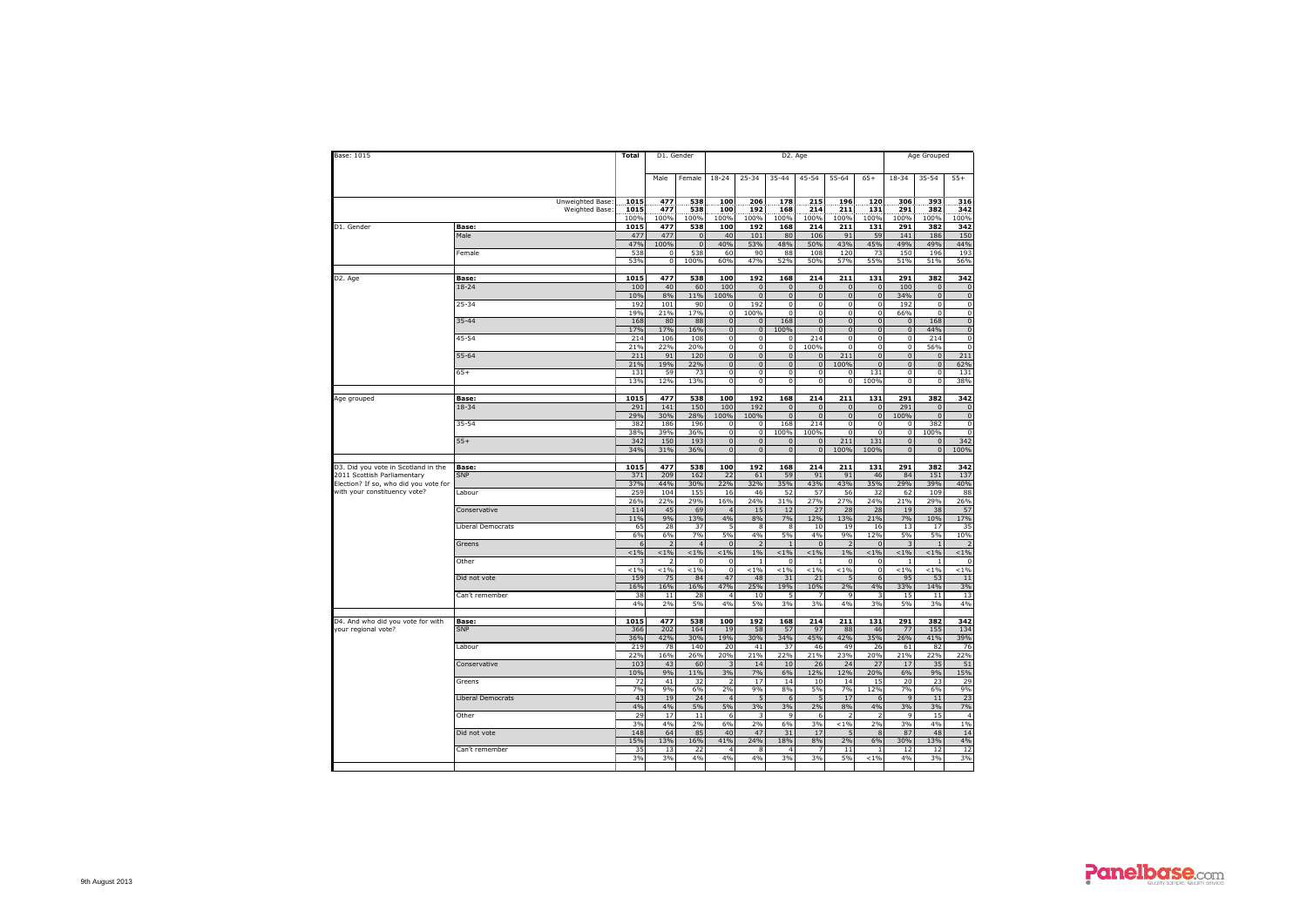| Base: 1015 | | Total | D1. Gender | | D2. Age | | | | | | Age Grouped | | |
|---|---|---|---|---|---|---|---|---|---|---|---|---|---|
| | | | Male | Female | 18-24 | 25-34 | 35-44 | 45-54 | 55-64 | 65+ | 18-34 | 35-54 | 55+ |
| | Unweighted Base: | 1015 | 477 | 538 | 100 | 206 | 178 | 215 | 196 | 120 | 306 | 393 | 316 |
| | Weighted Base: | 1015 | 477 | 538 | 100 | 192 | 168 | 214 | 211 | 131 | 291 | 382 | 342 |
| | | 100% | 100% | 100% | 100% | 100% | 100% | 100% | 100% | 100% | 100% | 100% | 100% |
| D1. Gender | Base: | 1015 | 477 | 538 | 100 | 192 | 168 | 214 | 211 | 131 | 291 | 382 | 342 |
| | Male | 477 | 477 | 0 | 40 | 101 | 80 | 106 | 91 | 59 | 141 | 186 | 150 |
| | | 47% | 100% | 0 | 40% | 53% | 48% | 50% | 43% | 45% | 49% | 49% | 44% |
| | Female | 538 | 0 | 538 | 60 | 90 | 88 | 108 | 120 | 73 | 150 | 196 | 193 |
| | | 53% | 0 | 100% | 60% | 47% | 52% | 50% | 57% | 55% | 51% | 51% | 56% |
| D2. Age | Base: | 1015 | 477 | 538 | 100 | 192 | 168 | 214 | 211 | 131 | 291 | 382 | 342 |
| | 18-24 | 100 | 40 | 60 | 100 | 0 | 0 | 0 | 0 | 0 | 100 | 0 | 0 |
| | | 10% | 8% | 11% | 100% | 0 | 0 | 0 | 0 | 0 | 34% | 0 | 0 |
| | 25-34 | 192 | 101 | 90 | 0 | 192 | 0 | 0 | 0 | 0 | 192 | 0 | 0 |
| | | 19% | 21% | 17% | 0 | 100% | 0 | 0 | 0 | 0 | 66% | 0 | 0 |
| | 35-44 | 168 | 80 | 88 | 0 | 0 | 168 | 0 | 0 | 0 | 0 | 168 | 0 |
| | | 17% | 17% | 16% | 0 | 0 | 100% | 0 | 0 | 0 | 0 | 44% | 0 |
| | 45-54 | 214 | 106 | 108 | 0 | 0 | 0 | 214 | 0 | 0 | 0 | 214 | 0 |
| | | 21% | 22% | 20% | 0 | 0 | 0 | 100% | 0 | 0 | 0 | 56% | 0 |
| | 55-64 | 211 | 91 | 120 | 0 | 0 | 0 | 0 | 211 | 0 | 0 | 0 | 211 |
| | | 21% | 19% | 22% | 0 | 0 | 0 | 0 | 100% | 0 | 0 | 0 | 62% |
| | 65+ | 131 | 59 | 73 | 0 | 0 | 0 | 0 | 0 | 131 | 0 | 0 | 131 |
| | | 13% | 12% | 13% | 0 | 0 | 0 | 0 | 0 | 100% | 0 | 0 | 38% |
| Age grouped | Base: | 1015 | 477 | 538 | 100 | 192 | 168 | 214 | 211 | 131 | 291 | 382 | 342 |
| | 18-34 | 291 | 141 | 150 | 100 | 192 | 0 | 0 | 0 | 0 | 291 | 0 | 0 |
| | | 29% | 30% | 28% | 100% | 100% | 0 | 0 | 0 | 0 | 100% | 0 | 0 |
| | 35-54 | 382 | 186 | 196 | 0 | 0 | 168 | 214 | 0 | 0 | 0 | 382 | 0 |
| | | 38% | 39% | 36% | 0 | 0 | 100% | 100% | 0 | 0 | 0 | 100% | 0 |
| | 55+ | 342 | 150 | 193 | 0 | 0 | 0 | 0 | 211 | 131 | 0 | 0 | 342 |
| | | 34% | 31% | 36% | 0 | 0 | 0 | 0 | 100% | 100% | 0 | 0 | 100% |
| D3. Did you vote in Scotland in the 2011 Scottish Parliamentary Election? If so, who did you vote for with your constituency vote? | Base: | 1015 | 477 | 538 | 100 | 192 | 168 | 214 | 211 | 131 | 291 | 382 | 342 |
| | SNP | 371 | 209 | 162 | 22 | 61 | 59 | 91 | 91 | 46 | 84 | 151 | 137 |
| | | 37% | 44% | 30% | 22% | 32% | 35% | 43% | 43% | 35% | 29% | 39% | 40% |
| | Labour | 259 | 104 | 155 | 16 | 46 | 52 | 57 | 56 | 32 | 62 | 109 | 88 |
| | | 26% | 22% | 29% | 16% | 24% | 31% | 27% | 27% | 24% | 21% | 29% | 26% |
| | Conservative | 114 | 45 | 69 | 4 | 15 | 12 | 27 | 28 | 28 | 19 | 38 | 57 |
| | | 11% | 9% | 13% | 4% | 8% | 7% | 12% | 13% | 21% | 7% | 10% | 17% |
| | Liberal Democrats | 65 | 28 | 37 | 5 | 8 | 8 | 10 | 19 | 16 | 13 | 17 | 35 |
| | | 6% | 6% | 7% | 5% | 4% | 5% | 4% | 9% | 12% | 5% | 5% | 10% |
| | Greens | 6 | 2 | 4 | 0 | 2 | 1 | 0 | 2 | 0 | 3 | 1 | 2 |
| | | <1% | <1% | <1% | <1% | 1% | <1% | <1% | 1% | <1% | <1% | <1% | <1% |
| | Other | 3 | 2 | 0 | 0 | 1 | 0 | 1 | 0 | 0 | 1 | 1 | 0 |
| | | <1% | <1% | <1% | 0 | <1% | <1% | <1% | <1% | 0 | <1% | <1% | <1% |
| | Did not vote | 159 | 75 | 84 | 47 | 48 | 31 | 21 | 5 | 6 | 95 | 53 | 11 |
| | | 16% | 16% | 16% | 47% | 25% | 19% | 10% | 2% | 4% | 33% | 14% | 3% |
| | Can't remember | 38 | 11 | 28 | 4 | 10 | 5 | 7 | 9 | 3 | 15 | 11 | 13 |
| | | 4% | 2% | 5% | 4% | 5% | 3% | 3% | 4% | 3% | 5% | 3% | 4% |
| D4. And who did you vote for with your regional vote? | Base: | 1015 | 477 | 538 | 100 | 192 | 168 | 214 | 211 | 131 | 291 | 382 | 342 |
| | SNP | 366 | 202 | 164 | 19 | 58 | 57 | 97 | 88 | 46 | 77 | 155 | 134 |
| | | 36% | 42% | 30% | 19% | 30% | 34% | 45% | 42% | 35% | 26% | 41% | 39% |
| | Labour | 219 | 78 | 140 | 20 | 41 | 37 | 46 | 49 | 26 | 61 | 82 | 76 |
| | | 22% | 16% | 26% | 20% | 21% | 22% | 21% | 23% | 20% | 21% | 22% | 22% |
| | Conservative | 103 | 43 | 60 | 3 | 14 | 10 | 26 | 24 | 27 | 17 | 35 | 51 |
| | | 10% | 9% | 11% | 3% | 7% | 6% | 12% | 12% | 20% | 6% | 9% | 15% |
| | Greens | 72 | 41 | 32 | 2 | 17 | 14 | 10 | 14 | 15 | 20 | 23 | 29 |
| | | 7% | 9% | 6% | 2% | 9% | 8% | 5% | 7% | 12% | 7% | 6% | 9% |
| | Liberal Democrats | 43 | 19 | 24 | 4 | 5 | 6 | 5 | 17 | 6 | 9 | 11 | 23 |
| | | 4% | 4% | 5% | 5% | 3% | 3% | 2% | 8% | 4% | 3% | 3% | 7% |
| | Other | 29 | 17 | 11 | 6 | 3 | 9 | 6 | 2 | 2 | 9 | 15 | 4 |
| | | 3% | 4% | 2% | 6% | 2% | 6% | 3% | <1% | 2% | 3% | 4% | 1% |
| | Did not vote | 148 | 64 | 85 | 40 | 47 | 31 | 17 | 5 | 8 | 87 | 48 | 14 |
| | | 15% | 13% | 16% | 41% | 24% | 18% | 8% | 2% | 6% | 30% | 13% | 4% |
| | Can't remember | 35 | 13 | 22 | 4 | 8 | 4 | 7 | 11 | 1 | 12 | 12 | 12 |
| | | 3% | 3% | 4% | 4% | 4% | 3% | 3% | 5% | <1% | 4% | 3% | 3% |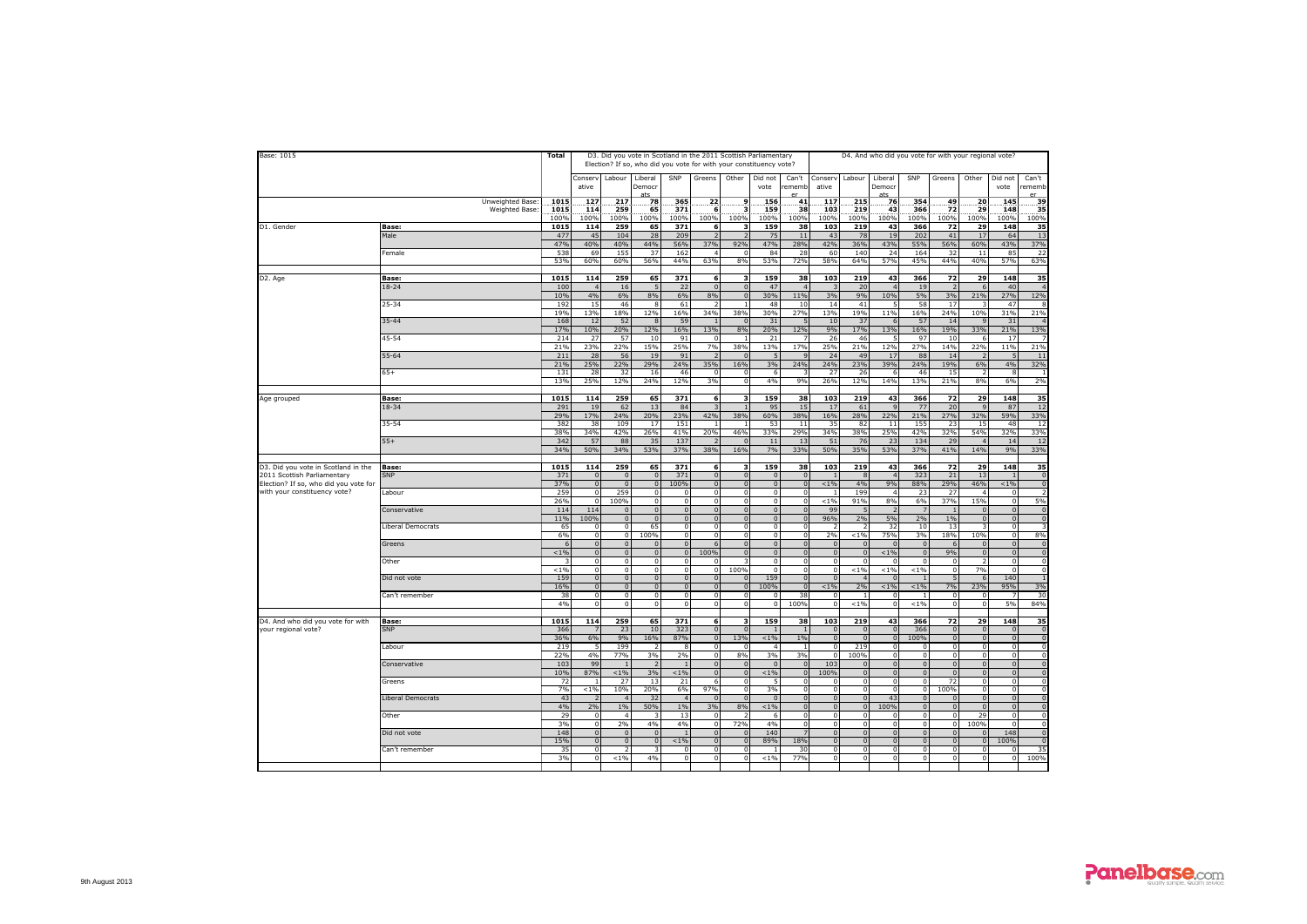| Base: 1015 | | Total | D3. Did you vote in Scotland in the 2011 Scottish Parliamentary Election? If so, who did you vote for with your constituency vote? | | | | | | | | D4. And who did you vote for with your regional vote? | | | | | | | |
|---|---|---|---|---|---|---|---|---|---|---|---|---|---|---|---|---|---|---|
| | | | Conservative | Labour | Liberal Democrats | SNP | Greens | Other | Did not vote | Can't remember | Conservative | Labour | Liberal Democrats | SNP | Greens | Other | Did not vote | Can't remember |
| | Unweighted Base: | 1015 | 127 | 217 | 78 | 365 | 22 | 9 | 156 | 41 | 117 | 215 | 76 | 354 | 49 | 20 | 145 | 39 |
| | Weighted Base: | 1015 | 114 | 259 | 65 | 371 | 6 | 3 | 159 | 38 | 103 | 219 | 43 | 366 | 72 | 29 | 148 | 35 |
| | | 100% | 100% | 100% | 100% | 100% | 100% | 100% | 100% | 100% | 100% | 100% | 100% | 100% | 100% | 100% | 100% | 100% |
| D1. Gender | Base: | 1015 | 114 | 259 | 65 | 371 | 6 | 3 | 159 | 38 | 103 | 219 | 43 | 366 | 72 | 29 | 148 | 35 |
| | Male | 477 | 45 | 104 | 28 | 209 | 2 | 2 | 75 | 11 | 43 | 78 | 19 | 202 | 41 | 17 | 64 | 13 |
| | | 47% | 40% | 40% | 44% | 56% | 37% | 92% | 47% | 28% | 42% | 36% | 43% | 55% | 56% | 60% | 43% | 37% |
| | Female | 538 | 69 | 155 | 37 | 162 | 4 | 0 | 84 | 28 | 60 | 140 | 24 | 164 | 32 | 11 | 85 | 22 |
| | | 53% | 60% | 60% | 56% | 44% | 63% | 8% | 53% | 72% | 58% | 64% | 57% | 45% | 44% | 40% | 57% | 63% |
| D2. Age | Base: | 1015 | 114 | 259 | 65 | 371 | 6 | 3 | 159 | 38 | 103 | 219 | 43 | 366 | 72 | 29 | 148 | 35 |
| | 18-24 | 100 | 4 | 16 | 5 | 22 | 0 | 0 | 47 | 4 | 3 | 20 | 4 | 19 | 2 | 6 | 40 | 4 |
| | | 10% | 4% | 6% | 8% | 6% | 8% | 0 | 30% | 11% | 3% | 9% | 10% | 5% | 3% | 21% | 27% | 12% |
| | 25-34 | 192 | 15 | 46 | 8 | 61 | 2 | 1 | 48 | 10 | 14 | 41 | 5 | 58 | 17 | 3 | 47 | 8 |
| | | 19% | 13% | 18% | 12% | 16% | 34% | 38% | 30% | 27% | 13% | 19% | 11% | 16% | 24% | 10% | 31% | 21% |
| | 35-44 | 168 | 12 | 52 | 8 | 59 | 1 | 0 | 31 | 5 | 10 | 37 | 6 | 57 | 14 | 9 | 31 | 4 |
| | | 17% | 10% | 20% | 12% | 16% | 13% | 8% | 20% | 12% | 9% | 17% | 13% | 16% | 19% | 33% | 21% | 13% |
| | 45-54 | 214 | 27 | 57 | 10 | 91 | 0 | 1 | 21 | 7 | 26 | 46 | 5 | 97 | 10 | 6 | 17 | 7 |
| | | 21% | 23% | 22% | 15% | 25% | 7% | 38% | 13% | 17% | 25% | 21% | 12% | 27% | 14% | 22% | 11% | 21% |
| | 55-64 | 211 | 28 | 56 | 19 | 91 | 2 | 0 | 5 | 9 | 24 | 49 | 17 | 88 | 14 | 2 | 5 | 11 |
| | | 21% | 25% | 22% | 29% | 24% | 35% | 16% | 3% | 24% | 24% | 23% | 39% | 24% | 19% | 6% | 4% | 32% |
| | 65+ | 131 | 28 | 32 | 16 | 46 | 0 | 0 | 6 | 3 | 27 | 26 | 6 | 46 | 15 | 2 | 8 | 1 |
| | | 13% | 25% | 12% | 24% | 12% | 3% | 0 | 4% | 9% | 26% | 12% | 14% | 13% | 21% | 8% | 6% | 2% |
| Age grouped | Base: | 1015 | 114 | 259 | 65 | 371 | 6 | 3 | 159 | 38 | 103 | 219 | 43 | 366 | 72 | 29 | 148 | 35 |
| | 18-34 | 291 | 19 | 62 | 13 | 84 | 3 | 1 | 95 | 15 | 17 | 61 | 9 | 77 | 20 | 9 | 87 | 12 |
| | | 29% | 17% | 24% | 20% | 23% | 42% | 38% | 60% | 38% | 16% | 28% | 22% | 21% | 27% | 32% | 59% | 33% |
| | 35-54 | 382 | 38 | 109 | 17 | 151 | 1 | 1 | 53 | 11 | 35 | 82 | 11 | 155 | 23 | 15 | 48 | 12 |
| | | 38% | 34% | 42% | 26% | 41% | 20% | 46% | 33% | 29% | 34% | 38% | 25% | 42% | 32% | 54% | 32% | 33% |
| | 55+ | 342 | 57 | 88 | 35 | 137 | 2 | 0 | 11 | 13 | 51 | 76 | 23 | 134 | 29 | 4 | 14 | 12 |
| | | 34% | 50% | 34% | 53% | 37% | 38% | 16% | 7% | 33% | 50% | 35% | 53% | 37% | 41% | 14% | 9% | 33% |
| D3. Did you vote in Scotland in the 2011 Scottish Parliamentary Election? If so, who did you vote for with your constituency vote? | Base: | 1015 | 114 | 259 | 65 | 371 | 6 | 3 | 159 | 38 | 103 | 219 | 43 | 366 | 72 | 29 | 148 | 35 |
| | SNP | 371 | 0 | 0 | 0 | 371 | 0 | 0 | 0 | 0 | 1 | 8 | 4 | 323 | 21 | 13 | 1 | 0 |
| | | 37% | 0 | 0 | 0 | 100% | 0 | 0 | 0 | 0 | <1% | 4% | 9% | 88% | 29% | 46% | <1% | 0 |
| | Labour | 259 | 0 | 259 | 0 | 0 | 0 | 0 | 0 | 0 | 1 | 199 | 4 | 23 | 27 | 4 | 0 | 2 |
| | | 26% | 0 | 100% | 0 | 0 | 0 | 0 | 0 | 0 | <1% | 91% | 8% | 6% | 37% | 15% | 0 | 5% |
| | Conservative | 114 | 114 | 0 | 0 | 0 | 0 | 0 | 0 | 0 | 99 | 5 | 2 | 7 | 1 | 0 | 0 | 0 |
| | | 11% | 100% | 0 | 0 | 0 | 0 | 0 | 0 | 0 | 96% | 2% | 5% | 2% | 1% | 0 | 0 | 0 |
| | Liberal Democrats | 65 | 0 | 0 | 65 | 0 | 0 | 0 | 0 | 0 | 2 | 2 | 32 | 10 | 13 | 3 | 0 | 3 |
| | | 6% | 0 | 0 | 100% | 0 | 0 | 0 | 0 | 0 | 2% | <1% | 75% | 3% | 18% | 10% | 0 | 8% |
| | Greens | 6 | 0 | 0 | 0 | 0 | 6 | 0 | 0 | 0 | 0 | 0 | 0 | 0 | 6 | 0 | 0 | 0 |
| | | <1% | 0 | 0 | 0 | 0 | 100% | 0 | 0 | 0 | 0 | 0 | <1% | 0 | 9% | 0 | 0 | 0 |
| | Other | 3 | 0 | 0 | 0 | 0 | 0 | 3 | 0 | 0 | 0 | 0 | 0 | 0 | 0 | 2 | 0 | 0 |
| | | <1% | 0 | 0 | 0 | 0 | 0 | 100% | 0 | 0 | 0 | <1% | <1% | <1% | 0 | 7% | 0 | 0 |
| | Did not vote | 159 | 0 | 0 | 0 | 0 | 0 | 0 | 159 | 0 | 0 | 4 | 0 | 1 | 5 | 6 | 140 | 1 |
| | | 16% | 0 | 0 | 0 | 0 | 0 | 0 | 100% | 0 | <1% | 2% | <1% | <1% | 7% | 23% | 95% | 3% |
| | Can't remember | 38 | 0 | 0 | 0 | 0 | 0 | 0 | 0 | 38 | 0 | 1 | 0 | 1 | 0 | 0 | 7 | 30 |
| | | 4% | 0 | 0 | 0 | 0 | 0 | 0 | 0 | 100% | 0 | <1% | 0 | <1% | 0 | 0 | 5% | 84% |
| D4. And who did you vote for with your regional vote? | Base: | 1015 | 114 | 259 | 65 | 371 | 6 | 3 | 159 | 38 | 103 | 219 | 43 | 366 | 72 | 29 | 148 | 35 |
| | SNP | 366 | 7 | 23 | 10 | 323 | 0 | 0 | 1 | 1 | 0 | 0 | 0 | 366 | 0 | 0 | 0 | 0 |
| | | 36% | 6% | 9% | 16% | 87% | 0 | 13% | <1% | 1% | 0 | 0 | 0 | 100% | 0 | 0 | 0 | 0 |
| | Labour | 219 | 5 | 199 | 2 | 8 | 0 | 0 | 4 | 1 | 0 | 219 | 0 | 0 | 0 | 0 | 0 | 0 |
| | | 22% | 4% | 77% | 3% | 2% | 0 | 8% | 3% | 3% | 0 | 100% | 0 | 0 | 0 | 0 | 0 | 0 |
| | Conservative | 103 | 99 | 1 | 2 | 1 | 0 | 0 | 0 | 0 | 103 | 0 | 0 | 0 | 0 | 0 | 0 | 0 |
| | | 10% | 87% | <1% | 3% | <1% | 0 | 0 | <1% | 0 | 100% | 0 | 0 | 0 | 0 | 0 | 0 | 0 |
| | Greens | 72 | 1 | 27 | 13 | 21 | 6 | 0 | 5 | 0 | 0 | 0 | 0 | 0 | 72 | 0 | 0 | 0 |
| | | 7% | <1% | 10% | 20% | 6% | 97% | 0 | 3% | 0 | 0 | 0 | 0 | 0 | 100% | 0 | 0 | 0 |
| | Liberal Democrats | 43 | 2 | 4 | 32 | 4 | 0 | 0 | 0 | 0 | 0 | 0 | 43 | 0 | 0 | 0 | 0 | 0 |
| | | 4% | 2% | 1% | 50% | 1% | 3% | 8% | <1% | 0 | 0 | 0 | 100% | 0 | 0 | 0 | 0 | 0 |
| | Other | 29 | 0 | 4 | 3 | 13 | 0 | 2 | 6 | 0 | 0 | 0 | 0 | 0 | 0 | 29 | 0 | 0 |
| | | 3% | 0 | 2% | 4% | 4% | 0 | 72% | 4% | 0 | 0 | 0 | 0 | 0 | 0 | 100% | 0 | 0 |
| | Did not vote | 148 | 0 | 0 | 0 | 1 | 0 | 0 | 140 | 7 | 0 | 0 | 0 | 0 | 0 | 0 | 148 | 0 |
| | | 15% | 0 | 0 | 0 | <1% | 0 | 0 | 89% | 18% | 0 | 0 | 0 | 0 | 0 | 0 | 100% | 0 |
| | Can't remember | 35 | 0 | 2 | 3 | 0 | 0 | 0 | 1 | 30 | 0 | 0 | 0 | 0 | 0 | 0 | 0 | 35 |
| | | 3% | 0 | <1% | 4% | 0 | 0 | 0 | <1% | 77% | 0 | 0 | 0 | 0 | 0 | 0 | 0 | 100% |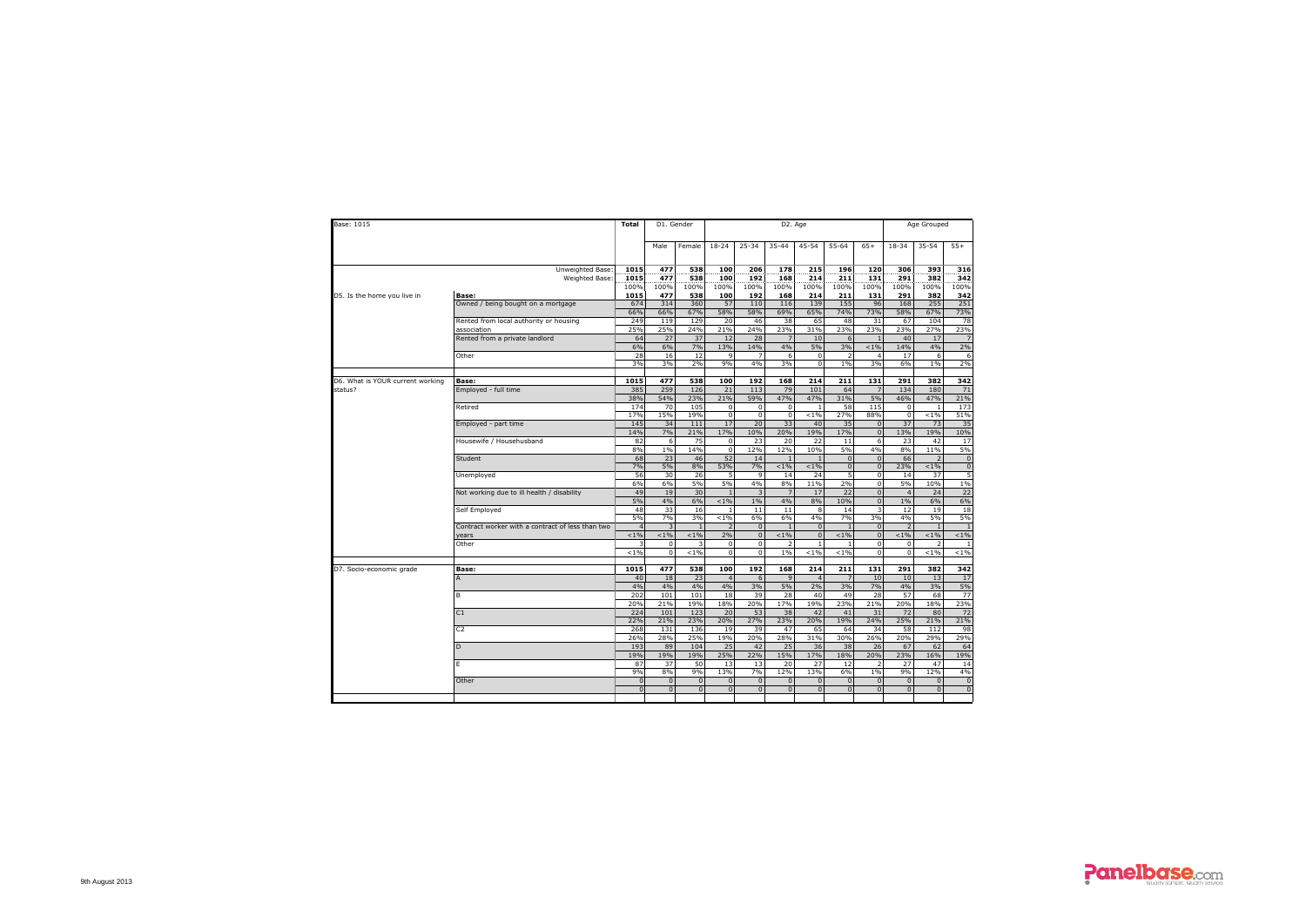| Base: 1015 | | Total | D1. Gender | | D2. Age | | | | | | Age Grouped | | |
|---|---|---|---|---|---|---|---|---|---|---|---|---|---|
| | | | Male | Female | 18-24 | 25-34 | 35-44 | 45-54 | 55-64 | 65+ | 18-34 | 35-54 | 55+ |
| | Unweighted Base: | 1015 | 477 | 538 | 100 | 206 | 178 | 215 | 196 | 120 | 306 | 393 | 316 |
| | Weighted Base: | 1015 | 477 | 538 | 100 | 192 | 168 | 214 | 211 | 131 | 291 | 382 | 342 |
| | | 100% | 100% | 100% | 100% | 100% | 100% | 100% | 100% | 100% | 100% | 100% | 100% |
| D5. Is the home you live in | **Base:** | 1015 | 477 | 538 | 100 | 192 | 168 | 214 | 211 | 131 | 291 | 382 | 342 |
| | Owned / being bought on a mortgage | 674 | 314 | 360 | 57 | 110 | 116 | 139 | 155 | 96 | 168 | 255 | 251 |
| | | 66% | 66% | 67% | 58% | 58% | 69% | 65% | 74% | 73% | 58% | 67% | 73% |
| | Rented from local authority or housing association | 249 | 119 | 129 | 20 | 46 | 38 | 65 | 48 | 31 | 67 | 104 | 78 |
| | | 25% | 25% | 24% | 21% | 24% | 23% | 31% | 23% | 23% | 23% | 27% | 23% |
| | Rented from a private landlord | 64 | 27 | 37 | 12 | 28 | 7 | 10 | 6 | 1 | 40 | 17 | 7 |
| | | 6% | 6% | 7% | 13% | 14% | 4% | 5% | 3% | <1% | 14% | 4% | 2% |
| | Other | 28 | 16 | 12 | 9 | 7 | 6 | 0 | 2 | 4 | 17 | 6 | 6 |
| | | 3% | 3% | 2% | 9% | 4% | 3% | 0 | 1% | 3% | 6% | 1% | 2% |
| D6. What is YOUR current working status? | **Base:** | 1015 | 477 | 538 | 100 | 192 | 168 | 214 | 211 | 131 | 291 | 382 | 342 |
| | Employed - full time | 385 | 259 | 126 | 21 | 113 | 79 | 101 | 64 | 7 | 134 | 180 | 71 |
| | | 38% | 54% | 23% | 21% | 59% | 47% | 47% | 31% | 5% | 46% | 47% | 21% |
| | Retired | 174 | 70 | 105 | 0 | 0 | 0 | 1 | 58 | 115 | 0 | 1 | 173 |
| | | 17% | 15% | 19% | 0 | 0 | 0 | <1% | 27% | 88% | 0 | <1% | 51% |
| | Employed - part time | 145 | 34 | 111 | 17 | 20 | 33 | 40 | 35 | 0 | 37 | 73 | 35 |
| | | 14% | 7% | 21% | 17% | 10% | 20% | 19% | 17% | 0 | 13% | 19% | 10% |
| | Housewife / Househusband | 82 | 6 | 75 | 0 | 23 | 20 | 22 | 11 | 6 | 23 | 42 | 17 |
| | | 8% | 1% | 14% | 0 | 12% | 12% | 10% | 5% | 4% | 8% | 11% | 5% |
| | Student | 68 | 23 | 46 | 52 | 14 | 1 | 1 | 0 | 0 | 66 | 2 | 0 |
| | | 7% | 5% | 8% | 53% | 7% | <1% | <1% | 0 | 0 | 23% | <1% | 0 |
| | Unemployed | 56 | 30 | 26 | 5 | 9 | 14 | 24 | 5 | 0 | 14 | 37 | 5 |
| | | 6% | 6% | 5% | 5% | 4% | 8% | 11% | 2% | 0 | 5% | 10% | 1% |
| | Not working due to ill health / disability | 49 | 19 | 30 | 1 | 3 | 7 | 17 | 22 | 0 | 4 | 24 | 22 |
| | | 5% | 4% | 6% | <1% | 1% | 4% | 8% | 10% | 0 | 1% | 6% | 6% |
| | Self Employed | 48 | 33 | 16 | 1 | 11 | 11 | 8 | 14 | 3 | 12 | 19 | 18 |
| | | 5% | 7% | 3% | <1% | 6% | 6% | 4% | 7% | 3% | 4% | 5% | 5% |
| | Contract worker with a contract of less than two years | 4 | 3 | 1 | 2 | 0 | 1 | 0 | 1 | 0 | 2 | 1 | 1 |
| | | <1% | <1% | <1% | 2% | 0 | <1% | 0 | <1% | 0 | <1% | <1% | <1% |
| | Other | 3 | 0 | 3 | 0 | 0 | 2 | 1 | 1 | 0 | 0 | 2 | 1 |
| | | <1% | 0 | <1% | 0 | 0 | 1% | <1% | <1% | 0 | 0 | <1% | <1% |
| D7. Socio-economic grade | **Base:** | 1015 | 477 | 538 | 100 | 192 | 168 | 214 | 211 | 131 | 291 | 382 | 342 |
| | A | 40 | 18 | 23 | 4 | 6 | 9 | 4 | 7 | 10 | 10 | 13 | 17 |
| | | 4% | 4% | 4% | 4% | 3% | 5% | 2% | 3% | 7% | 4% | 3% | 5% |
| | B | 202 | 101 | 101 | 18 | 39 | 28 | 40 | 49 | 28 | 57 | 68 | 77 |
| | | 20% | 21% | 19% | 18% | 20% | 17% | 19% | 23% | 21% | 20% | 18% | 23% |
| | C1 | 224 | 101 | 123 | 20 | 53 | 38 | 42 | 41 | 31 | 72 | 80 | 72 |
| | | 22% | 21% | 23% | 20% | 27% | 23% | 20% | 19% | 24% | 25% | 21% | 21% |
| | C2 | 268 | 131 | 136 | 19 | 39 | 47 | 65 | 64 | 34 | 58 | 112 | 98 |
| | | 26% | 28% | 25% | 19% | 20% | 28% | 31% | 30% | 26% | 20% | 29% | 29% |
| | D | 193 | 89 | 104 | 25 | 42 | 25 | 36 | 38 | 26 | 67 | 62 | 64 |
| | | 19% | 19% | 19% | 25% | 22% | 15% | 17% | 18% | 20% | 23% | 16% | 19% |
| | E | 87 | 37 | 50 | 13 | 13 | 20 | 27 | 12 | 2 | 27 | 47 | 14 |
| | | 9% | 8% | 9% | 13% | 7% | 12% | 13% | 6% | 1% | 9% | 12% | 4% |
| | Other | 0 | 0 | 0 | 0 | 0 | 0 | 0 | 0 | 0 | 0 | 0 | 0 |
| | | 0 | 0 | 0 | 0 | 0 | 0 | 0 | 0 | 0 | 0 | 0 | 0 |

9th August 2013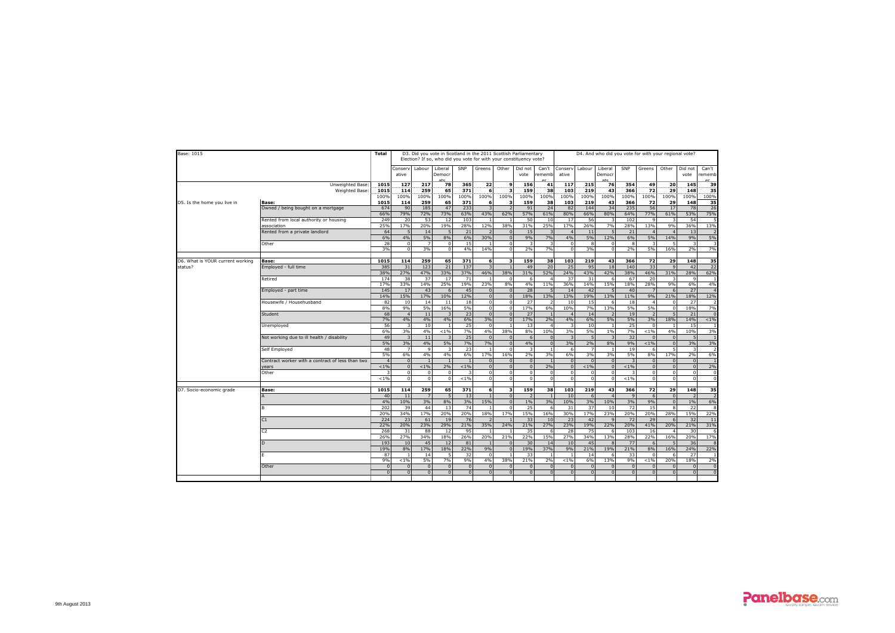| Base: 1015 | | Total | D3. Did you vote in Scotland in the 2011 Scottish Parliamentary Election? If so, who did you vote for with your constituency vote? | | | | | | | | D4. And who did you vote for with your regional vote? | | | | | | | |
|---|---|---|---|---|---|---|---|---|---|---|---|---|---|---|---|---|---|---|
| | | | Conservative | Labour | Liberal Democrats | SNP | Greens | Other | Did not vote | Can't remember | Conservative | Labour | Liberal Democrats | SNP | Greens | Other | Did not vote | Can't remember |
| | Unweighted Base: | 1015 | 127 | 217 | 78 | 365 | 22 | 9 | 156 | 41 | 117 | 215 | 76 | 354 | 49 | 20 | 145 | 39 |
| | Weighted Base: | 1015 | 114 | 259 | 65 | 371 | 6 | 3 | 159 | 38 | 103 | 219 | 43 | 366 | 72 | 29 | 148 | 35 |
| | | 100% | 100% | 100% | 100% | 100% | 100% | 100% | 100% | 100% | 100% | 100% | 100% | 100% | 100% | 100% | 100% | 100% |
| D5. Is the home you live in | Base: | 1015 | 114 | 259 | 65 | 371 | 6 | 3 | 159 | 38 | 103 | 219 | 43 | 366 | 72 | 29 | 148 | 35 |
| | Owned / being bought on a mortgage | 674 | 90 | 185 | 47 | 233 | 3 | 2 | 91 | 24 | 82 | 144 | 34 | 235 | 56 | 17 | 78 | 26 |
| | | 66% | 79% | 72% | 73% | 63% | 43% | 62% | 57% | 61% | 80% | 66% | 80% | 64% | 77% | 61% | 53% | 75% |
| | Rented from local authority or housing association | 249 | 20 | 53 | 12 | 103 | 1 | 1 | 50 | 10 | 17 | 56 | 3 | 102 | 9 | 3 | 54 | 5 |
| | | 25% | 17% | 20% | 19% | 28% | 12% | 38% | 31% | 25% | 17% | 26% | 7% | 28% | 13% | 9% | 36% | 13% |
| | Rented from a private landlord | 64 | 5 | 14 | 5 | 21 | 2 | 0 | 15 | 3 | 4 | 11 | 5 | 21 | 4 | 4 | 13 | 2 |
| | | 6% | 4% | 5% | 8% | 6% | 30% | 0 | 9% | 7% | 4% | 5% | 12% | 6% | 5% | 14% | 9% | 5% |
| | Other | 28 | 0 | 7 | 0 | 15 | 1 | 0 | 3 | 3 | 0 | 8 | 0 | 8 | 3 | 5 | 3 | 3 |
| | | 3% | 0 | 3% | 0 | 4% | 14% | 0 | 2% | 7% | 0 | 3% | 0 | 2% | 5% | 16% | 2% | 7% |
| D6. What is YOUR current working status? | Base: | 1015 | 114 | 259 | 65 | 371 | 6 | 3 | 159 | 38 | 103 | 219 | 43 | 366 | 72 | 29 | 148 | 35 |
| | Employed - full time | 385 | 31 | 123 | 21 | 137 | 3 | 1 | 49 | 20 | 25 | 95 | 18 | 140 | 33 | 9 | 42 | 22 |
| | | 38% | 27% | 47% | 33% | 37% | 46% | 38% | 31% | 52% | 24% | 43% | 42% | 38% | 46% | 31% | 28% | 62% |
| | Retired | 174 | 38 | 37 | 17 | 71 | 1 | 0 | 6 | 4 | 37 | 31 | 6 | 67 | 20 | 3 | 9 | 1 |
| | | 17% | 33% | 14% | 25% | 19% | 23% | 8% | 4% | 11% | 36% | 14% | 15% | 18% | 28% | 9% | 6% | 4% |
| | Employed - part time | 145 | 17 | 43 | 6 | 45 | 0 | 0 | 28 | 5 | 14 | 42 | 5 | 40 | 7 | 6 | 27 | 4 |
| | | 14% | 15% | 17% | 10% | 12% | 0 | 0 | 18% | 13% | 13% | 19% | 13% | 11% | 9% | 21% | 18% | 12% |
| | Housewife / Househusband | 82 | 10 | 14 | 11 | 18 | 0 | 0 | 27 | 2 | 10 | 15 | 6 | 18 | 4 | 0 | 27 | 2 |
| | | 8% | 9% | 5% | 16% | 5% | 0 | 0 | 17% | 6% | 10% | 7% | 13% | 5% | 5% | 0 | 18% | 7% |
| | Student | 68 | 4 | 11 | 3 | 23 | 0 | 0 | 27 | 1 | 4 | 14 | 2 | 19 | 2 | 5 | 21 | 0 |
| | | 7% | 4% | 4% | 4% | 6% | 3% | 0 | 17% | 2% | 4% | 6% | 5% | 5% | 3% | 18% | 14% | <1% |
| | Unemployed | 56 | 3 | 10 | 1 | 25 | 0 | 1 | 13 | 4 | 3 | 10 | 1 | 25 | 0 | 1 | 15 | 1 |
| | | 6% | 3% | 4% | <1% | 7% | 4% | 38% | 8% | 10% | 3% | 5% | 1% | 7% | <1% | 4% | 10% | 3% |
| | Not working due to ill health / disability | 49 | 3 | 11 | 3 | 25 | 0 | 0 | 6 | 0 | 3 | 5 | 3 | 32 | 0 | 0 | 5 | 1 |
| | | 5% | 3% | 4% | 5% | 7% | 7% | 0 | 4% | 0 | 3% | 2% | 8% | 9% | <1% | 0 | 3% | 3% |
| | Self Employed | 48 | 7 | 9 | 3 | 23 | 1 | 0 | 3 | 1 | 6 | 7 | 1 | 19 | 6 | 5 | 3 | 2 |
| | | 5% | 6% | 4% | 4% | 6% | 17% | 16% | 2% | 3% | 6% | 3% | 3% | 5% | 8% | 17% | 2% | 6% |
| | Contract worker with a contract of less than two years | 4 | 0 | 1 | 1 | 1 | 0 | 0 | 0 | 1 | 0 | 0 | 0 | 3 | 0 | 0 | 0 | 1 |
| | | <1% | 0 | <1% | 2% | <1% | 0 | 0 | 0 | 2% | 0 | <1% | 0 | <1% | 0 | 0 | 0 | 2% |
| | Other | 3 | 0 | 0 | 0 | 3 | 0 | 0 | 0 | 0 | 0 | 0 | 0 | 3 | 0 | 0 | 0 | 0 |
| | | <1% | 0 | 0 | 0 | <1% | 0 | 0 | 0 | 0 | 0 | 0 | 0 | <1% | 0 | 0 | 0 | 0 |
| D7. Socio-economic grade | Base: | 1015 | 114 | 259 | 65 | 371 | 6 | 3 | 159 | 38 | 103 | 219 | 43 | 366 | 72 | 29 | 148 | 35 |
| | A | 40 | 11 | 7 | 5 | 13 | 1 | 0 | 2 | 1 | 10 | 6 | 4 | 9 | 6 | 0 | 2 | 2 |
| | | 4% | 10% | 3% | 8% | 3% | 15% | 0 | 1% | 3% | 10% | 3% | 10% | 3% | 9% | 0 | 1% | 6% |
| | B | 202 | 39 | 44 | 13 | 74 | 1 | 0 | 25 | 6 | 31 | 37 | 10 | 72 | 15 | 8 | 22 | 8 |
| | | 20% | 34% | 17% | 20% | 20% | 18% | 17% | 15% | 16% | 30% | 17% | 23% | 20% | 20% | 28% | 15% | 22% |
| | C1 | 224 | 23 | 61 | 19 | 76 | 2 | 1 | 33 | 10 | 23 | 42 | 9 | 72 | 29 | 6 | 32 | 11 |
| | | 22% | 20% | 23% | 29% | 21% | 35% | 24% | 21% | 27% | 23% | 19% | 22% | 20% | 41% | 20% | 21% | 31% |
| | C2 | 268 | 31 | 88 | 12 | 95 | 1 | 1 | 35 | 6 | 28 | 75 | 6 | 103 | 16 | 4 | 30 | 6 |
| | | 26% | 27% | 34% | 18% | 26% | 20% | 21% | 22% | 15% | 27% | 34% | 13% | 28% | 22% | 16% | 20% | 17% |
| | D | 193 | 10 | 45 | 12 | 81 | 1 | 0 | 30 | 14 | 10 | 45 | 8 | 77 | 6 | 5 | 36 | 8 |
| | | 19% | 8% | 17% | 18% | 22% | 9% | 0 | 19% | 37% | 9% | 21% | 19% | 21% | 8% | 16% | 24% | 22% |
| | E | 87 | 1 | 14 | 5 | 32 | 0 | 1 | 33 | 1 | 1 | 14 | 6 | 33 | 0 | 6 | 27 | 1 |
| | | 9% | <1% | 5% | 7% | 9% | 4% | 38% | 21% | 2% | <1% | 6% | 13% | 9% | <1% | 20% | 18% | 2% |
| | Other | 0 | 0 | 0 | 0 | 0 | 0 | 0 | 0 | 0 | 0 | 0 | 0 | 0 | 0 | 0 | 0 | 0 |
| | | 0 | 0 | 0 | 0 | 0 | 0 | 0 | 0 | 0 | 0 | 0 | 0 | 0 | 0 | 0 | 0 | 0 |

9th August 2013